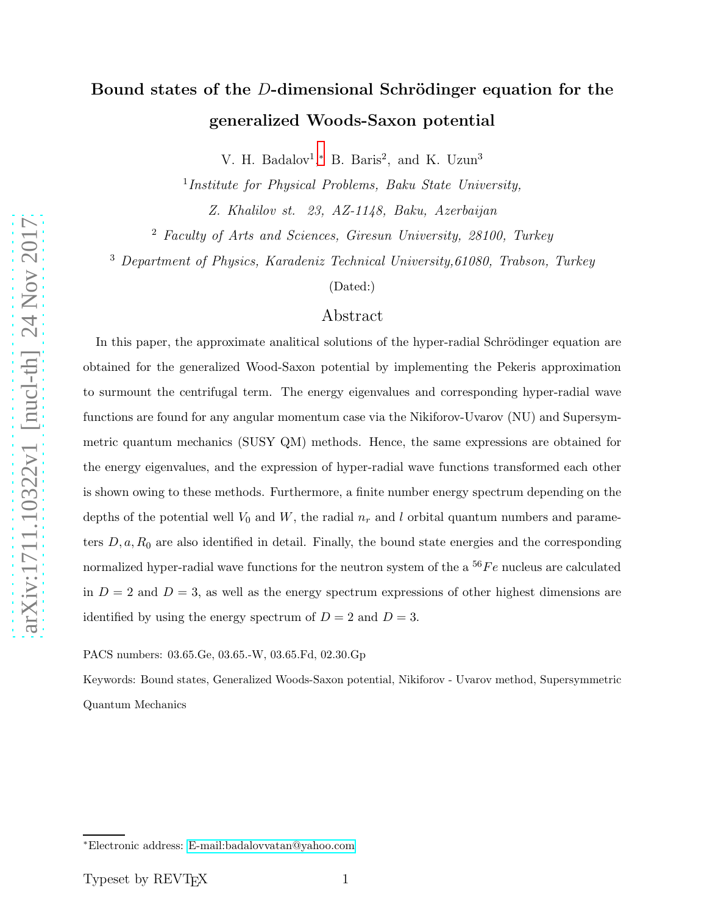# Bound states of the $D$-dimensional Schrödinger equation for the generalized Woods-Saxon potential

V. H. Badalov[1,*] B. Baris[2], and K. Uzun[3]

[1] *Institute for Physical Problems, Baku State University, Z. Khalilov st. 23, AZ-1148, Baku, Azerbaijan*

[2] *Faculty of Arts and Sciences, Giresun University, 28100, Turkey*

[3] *Department of Physics, Karadeniz Technical University,61080, Trabson, Turkey*

(Dated:)

## Abstract

In this paper, the approximate analitical solutions of the hyper-radial Schrödinger equation are obtained for the generalized Wood-Saxon potential by implementing the Pekeris approximation to surmount the centrifugal term. The energy eigenvalues and corresponding hyper-radial wave functions are found for any angular momentum case via the Nikiforov-Uvarov (NU) and Supersymmetric quantum mechanics (SUSY QM) methods. Hence, the same expressions are obtained for the energy eigenvalues, and the expression of hyper-radial wave functions transformed each other is shown owing to these methods. Furthermore, a finite number energy spectrum depending on the depths of the potential well $V_0$ and $W$, the radial $n_r$ and $l$ orbital quantum numbers and parameters $D, a, R_0$ are also identified in detail. Finally, the bound state energies and the corresponding normalized hyper-radial wave functions for the neutron system of the a $^{56}Fe$ nucleus are calculated in $D = 2$ and $D = 3$, as well as the energy spectrum expressions of other highest dimensions are identified by using the energy spectrum of $D = 2$ and $D = 3$.

PACS numbers: 03.65.Ge, 03.65.-W, 03.65.Fd, 02.30.Gp

Keywords: Bound states, Generalized Woods-Saxon potential, Nikiforov - Uvarov method, Supersymmetric Quantum Mechanics

---

*Electronic address: E-mail:badalovvatan@yahoo.com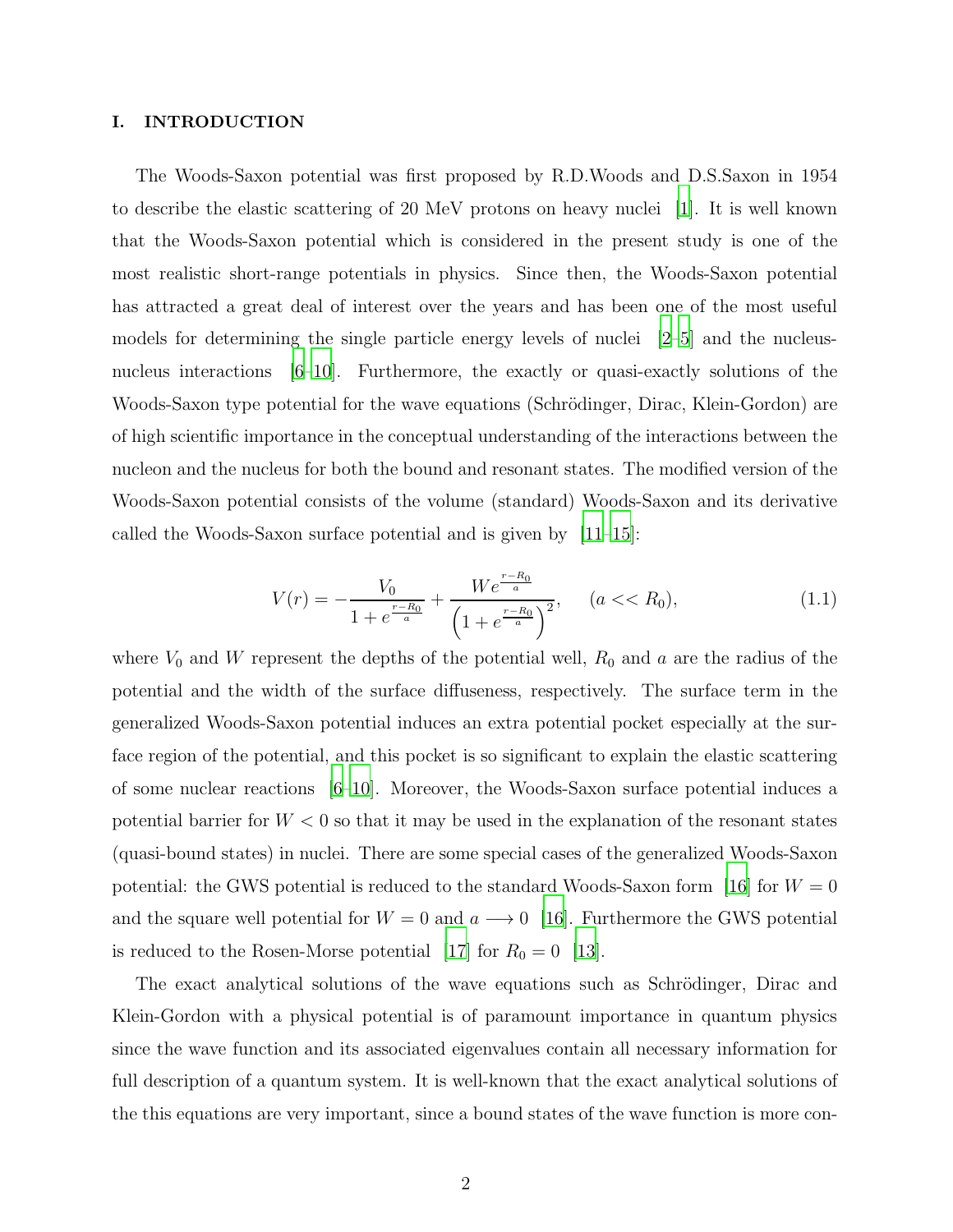## I. INTRODUCTION

The Woods-Saxon potential was first proposed by R.D.Woods and D.S.Saxon in 1954 to describe the elastic scattering of 20 MeV protons on heavy nuclei [1]. It is well known that the Woods-Saxon potential which is considered in the present study is one of the most realistic short-range potentials in physics. Since then, the Woods-Saxon potential has attracted a great deal of interest over the years and has been one of the most useful models for determining the single particle energy levels of nuclei [2–5] and the nucleus-nucleus interactions [6–10]. Furthermore, the exactly or quasi-exactly solutions of the Woods-Saxon type potential for the wave equations (Schrödinger, Dirac, Klein-Gordon) are of high scientific importance in the conceptual understanding of the interactions between the nucleon and the nucleus for both the bound and resonant states. The modified version of the Woods-Saxon potential consists of the volume (standard) Woods-Saxon and its derivative called the Woods-Saxon surface potential and is given by [11–15]:

$$V(r) = -\frac{V_0}{1+e^{\frac{r-R_0}{a}}} + \frac{We^{\frac{r-R_0}{a}}}{\left(1+e^{\frac{r-R_0}{a}}\right)^2}, \quad (a << R_0), \tag{1.1}$$

where $V_0$ and $W$ represent the depths of the potential well, $R_0$ and $a$ are the radius of the potential and the width of the surface diffuseness, respectively. The surface term in the generalized Woods-Saxon potential induces an extra potential pocket especially at the surface region of the potential, and this pocket is so significant to explain the elastic scattering of some nuclear reactions [6–10]. Moreover, the Woods-Saxon surface potential induces a potential barrier for $W < 0$ so that it may be used in the explanation of the resonant states (quasi-bound states) in nuclei. There are some special cases of the generalized Woods-Saxon potential: the GWS potential is reduced to the standard Woods-Saxon form [16] for $W = 0$ and the square well potential for $W = 0$ and $a \longrightarrow 0$ [16]. Furthermore the GWS potential is reduced to the Rosen-Morse potential [17] for $R_0 = 0$ [13].

The exact analytical solutions of the wave equations such as Schrödinger, Dirac and Klein-Gordon with a physical potential is of paramount importance in quantum physics since the wave function and its associated eigenvalues contain all necessary information for full description of a quantum system. It is well-known that the exact analytical solutions of the this equations are very important, since a bound states of the wave function is more con-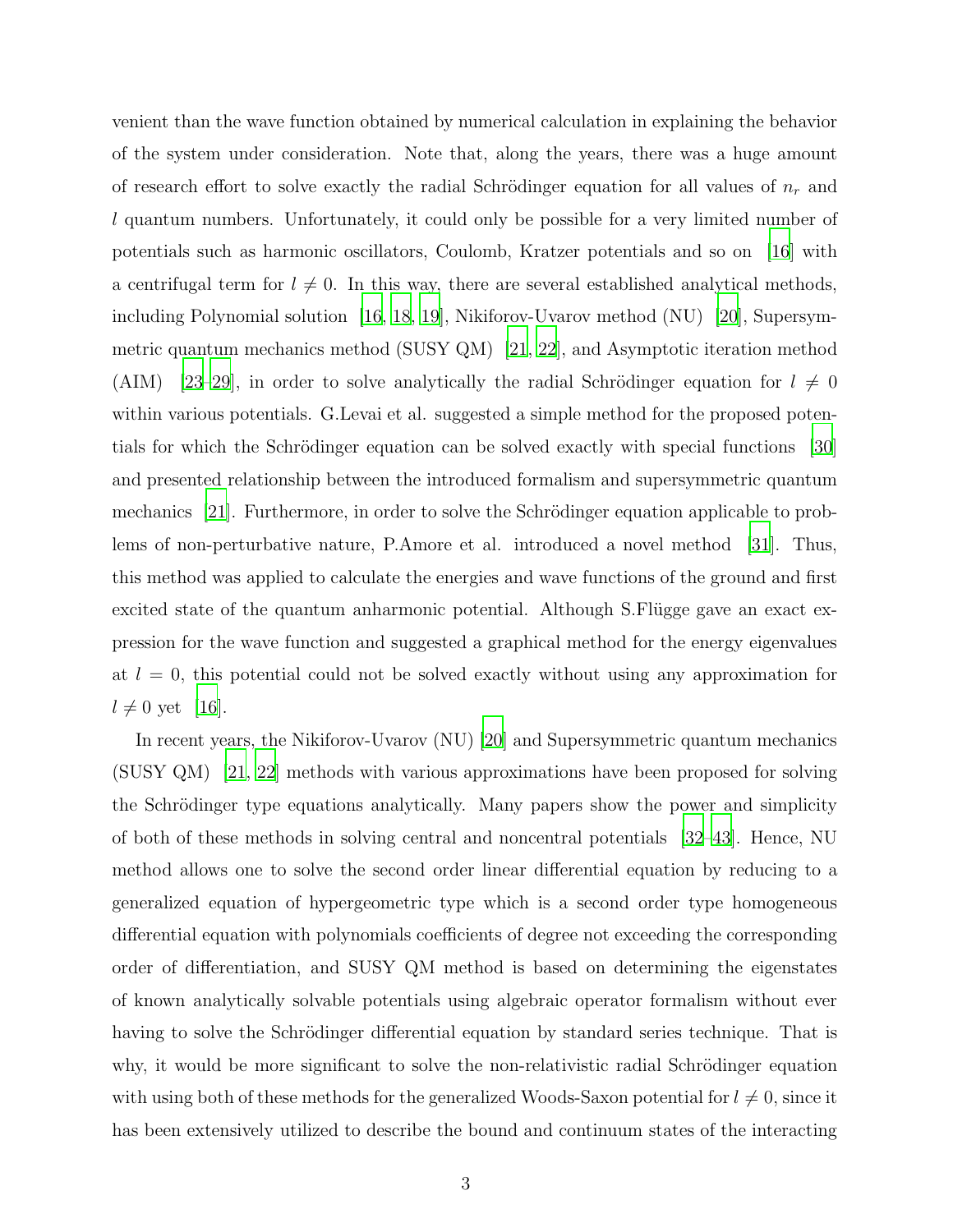venient than the wave function obtained by numerical calculation in explaining the behavior of the system under consideration. Note that, along the years, there was a huge amount of research effort to solve exactly the radial Schrödinger equation for all values of $n_r$ and $l$ quantum numbers. Unfortunately, it could only be possible for a very limited number of potentials such as harmonic oscillators, Coulomb, Kratzer potentials and so on [16] with a centrifugal term for $l \neq 0$. In this way, there are several established analytical methods, including Polynomial solution [16, 18, 19], Nikiforov-Uvarov method (NU) [20], Supersymmetric quantum mechanics method (SUSY QM) [21, 22], and Asymptotic iteration method (AIM) [23–29], in order to solve analytically the radial Schrödinger equation for $l \neq 0$ within various potentials. G.Levai et al. suggested a simple method for the proposed potentials for which the Schrödinger equation can be solved exactly with special functions [30] and presented relationship between the introduced formalism and supersymmetric quantum mechanics [21]. Furthermore, in order to solve the Schrödinger equation applicable to problems of non-perturbative nature, P.Amore et al. introduced a novel method [31]. Thus, this method was applied to calculate the energies and wave functions of the ground and first excited state of the quantum anharmonic potential. Although S.Flügge gave an exact expression for the wave function and suggested a graphical method for the energy eigenvalues at $l = 0$, this potential could not be solved exactly without using any approximation for $l \neq 0$ yet [16].

In recent years, the Nikiforov-Uvarov (NU) [20] and Supersymmetric quantum mechanics (SUSY QM) [21, 22] methods with various approximations have been proposed for solving the Schrödinger type equations analytically. Many papers show the power and simplicity of both of these methods in solving central and noncentral potentials [32–43]. Hence, NU method allows one to solve the second order linear differential equation by reducing to a generalized equation of hypergeometric type which is a second order type homogeneous differential equation with polynomials coefficients of degree not exceeding the corresponding order of differentiation, and SUSY QM method is based on determining the eigenstates of known analytically solvable potentials using algebraic operator formalism without ever having to solve the Schrödinger differential equation by standard series technique. That is why, it would be more significant to solve the non-relativistic radial Schrödinger equation with using both of these methods for the generalized Woods-Saxon potential for $l \neq 0$, since it has been extensively utilized to describe the bound and continuum states of the interacting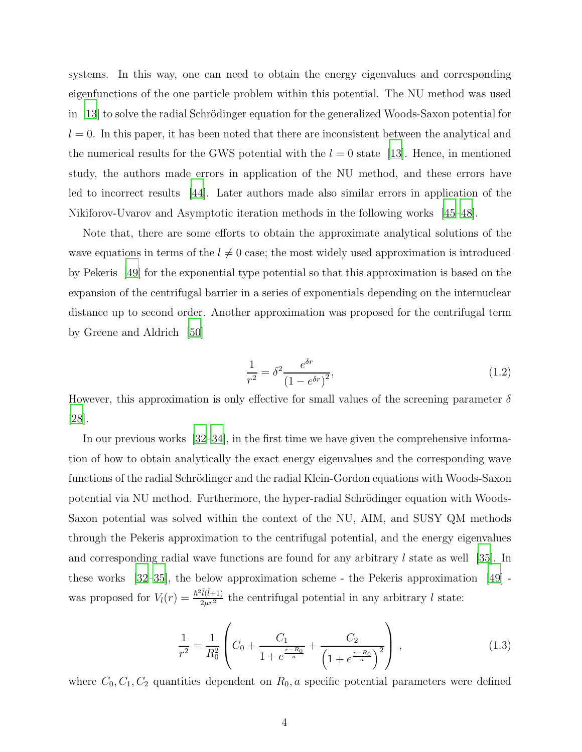systems. In this way, one can need to obtain the energy eigenvalues and corresponding eigenfunctions of the one particle problem within this potential. The NU method was used in [13] to solve the radial Schrödinger equation for the generalized Woods-Saxon potential for $l = 0$. In this paper, it has been noted that there are inconsistent between the analytical and the numerical results for the GWS potential with the $l = 0$ state [13]. Hence, in mentioned study, the authors made errors in application of the NU method, and these errors have led to incorrect results [44]. Later authors made also similar errors in application of the Nikiforov-Uvarov and Asymptotic iteration methods in the following works [45–48].

Note that, there are some efforts to obtain the approximate analytical solutions of the wave equations in terms of the $l \neq 0$ case; the most widely used approximation is introduced by Pekeris [49] for the exponential type potential so that this approximation is based on the expansion of the centrifugal barrier in a series of exponentials depending on the internuclear distance up to second order. Another approximation was proposed for the centrifugal term by Greene and Aldrich [50]

$$\frac{1}{r^2} = \delta^2 \frac{e^{\delta r}}{\left(1 - e^{\delta r}\right)^2}, \tag{1.2}$$

However, this approximation is only effective for small values of the screening parameter $\delta$ [28].

In our previous works [32–34], in the first time we have given the comprehensive information of how to obtain analytically the exact energy eigenvalues and the corresponding wave functions of the radial Schrödinger and the radial Klein-Gordon equations with Woods-Saxon potential via NU method. Furthermore, the hyper-radial Schrödinger equation with Woods-Saxon potential was solved within the context of the NU, AIM, and SUSY QM methods through the Pekeris approximation to the centrifugal potential, and the energy eigenvalues and corresponding radial wave functions are found for any arbitrary $l$ state as well [35]. In these works [32–35], the below approximation scheme - the Pekeris approximation [49] - was proposed for $V_l(r) = \frac{\hbar^2 \tilde{l}(\tilde{l}+1)}{2\mu r^2}$ the centrifugal potential in any arbitrary $l$ state:

$$\frac{1}{r^2} = \frac{1}{R_0^2}\left(C_0 + \frac{C_1}{1 + e^{\frac{r-R_0}{a}}} + \frac{C_2}{\left(1 + e^{\frac{r-R_0}{a}}\right)^2}\right), \tag{1.3}$$

where $C_0, C_1, C_2$ quantities dependent on $R_0, a$ specific potential parameters were defined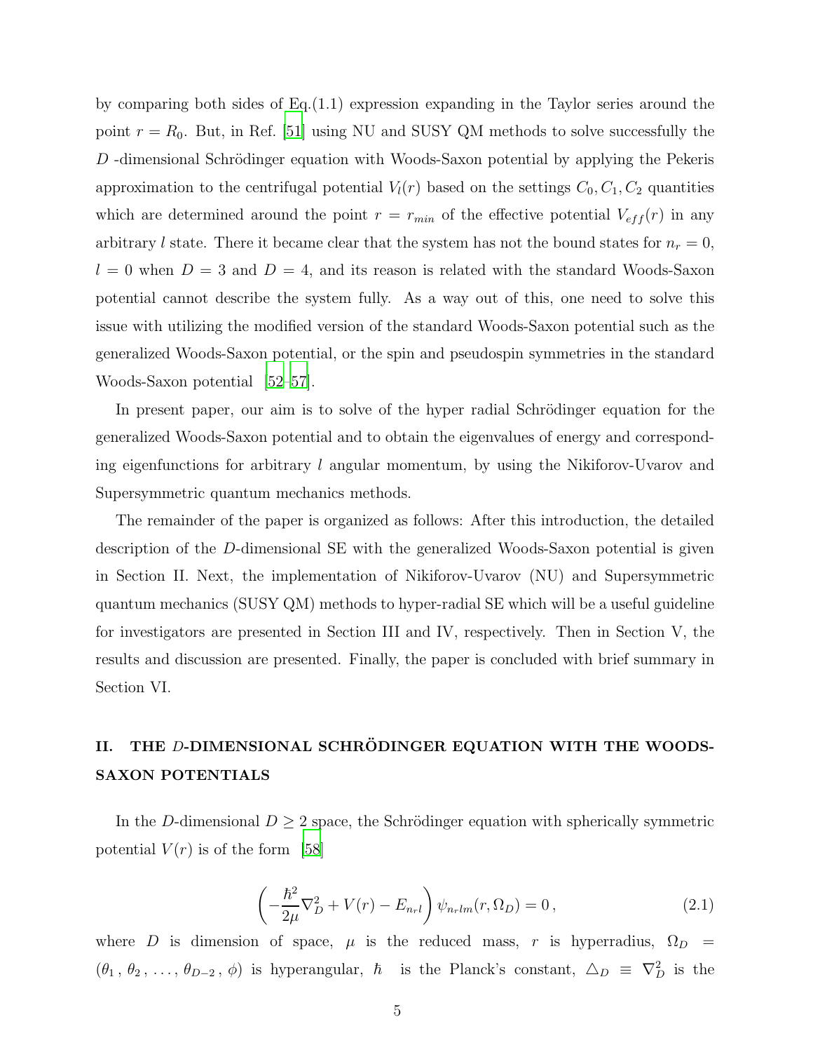by comparing both sides of Eq.(1.1) expression expanding in the Taylor series around the point $r = R_0$. But, in Ref. [51] using NU and SUSY QM methods to solve successfully the $D$ -dimensional Schrödinger equation with Woods-Saxon potential by applying the Pekeris approximation to the centrifugal potential $V_l(r)$ based on the settings $C_0, C_1, C_2$ quantities which are determined around the point $r = r_{min}$ of the effective potential $V_{eff}(r)$ in any arbitrary $l$ state. There it became clear that the system has not the bound states for $n_r = 0$, $l = 0$ when $D = 3$ and $D = 4$, and its reason is related with the standard Woods-Saxon potential cannot describe the system fully. As a way out of this, one need to solve this issue with utilizing the modified version of the standard Woods-Saxon potential such as the generalized Woods-Saxon potential, or the spin and pseudospin symmetries in the standard Woods-Saxon potential [52–57].

In present paper, our aim is to solve of the hyper radial Schrödinger equation for the generalized Woods-Saxon potential and to obtain the eigenvalues of energy and corresponding eigenfunctions for arbitrary $l$ angular momentum, by using the Nikiforov-Uvarov and Supersymmetric quantum mechanics methods.

The remainder of the paper is organized as follows: After this introduction, the detailed description of the $D$-dimensional SE with the generalized Woods-Saxon potential is given in Section II. Next, the implementation of Nikiforov-Uvarov (NU) and Supersymmetric quantum mechanics (SUSY QM) methods to hyper-radial SE which will be a useful guideline for investigators are presented in Section III and IV, respectively. Then in Section V, the results and discussion are presented. Finally, the paper is concluded with brief summary in Section VI.

## II. THE $D$-DIMENSIONAL SCHRÖDINGER EQUATION WITH THE WOODS-SAXON POTENTIALS

In the $D$-dimensional $D \geq 2$ space, the Schrödinger equation with spherically symmetric potential $V(r)$ is of the form [58]

$$\left( -\frac{\hbar^2}{2\mu} \nabla_D^2 + V(r) - E_{n_r l} \right) \psi_{n_r l m}(r, \Omega_D) = 0 \,, \tag{2.1}$$

where $D$ is dimension of space, $\mu$ is the reduced mass, $r$ is hyperradius, $\Omega_D = (\theta_1\,,\, \theta_2\,,\, \ldots,\, \theta_{D-2}\,,\, \phi)$ is hyperangular, $\hbar$ is the Planck's constant, $\triangle_D \equiv \nabla_D^2$ is the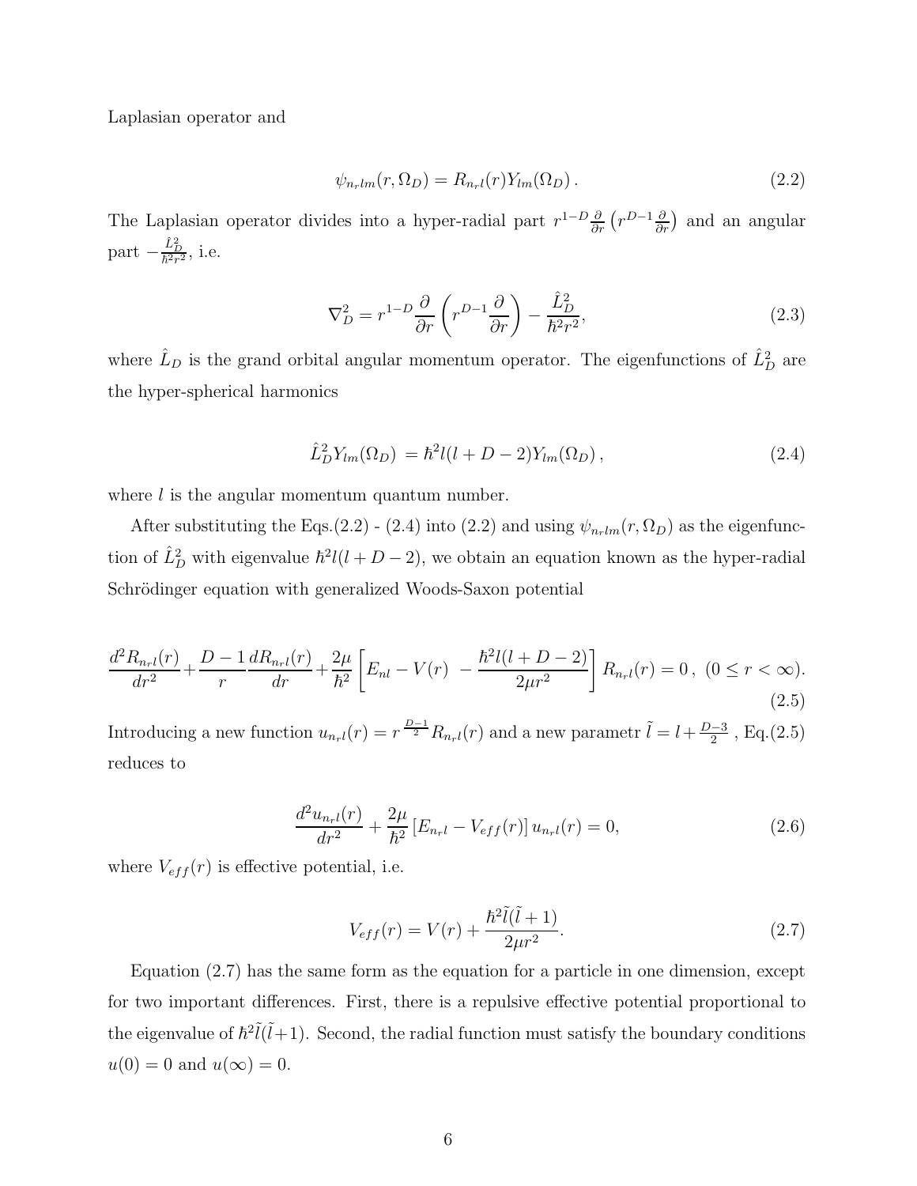Laplasian operator and

$$\psi_{n_r lm}(r,\Omega_D) = R_{n_r l}(r) Y_{lm}(\Omega_D)\,. \tag{2.2}$$

The Laplasian operator divides into a hyper-radial part $r^{1-D}\frac{\partial}{\partial r}\left(r^{D-1}\frac{\partial}{\partial r}\right)$ and an angular part $-\frac{\hat{L}_D^2}{\hbar^2 r^2}$, i.e.

$$\nabla_D^2 = r^{1-D}\frac{\partial}{\partial r}\left(r^{D-1}\frac{\partial}{\partial r}\right) - \frac{\hat{L}_D^2}{\hbar^2 r^2}, \tag{2.3}$$

where $\hat{L}_D$ is the grand orbital angular momentum operator. The eigenfunctions of $\hat{L}_D^2$ are the hyper-spherical harmonics

$$\hat{L}_D^2 Y_{lm}(\Omega_D) = \hbar^2 l(l+D-2) Y_{lm}(\Omega_D)\,, \tag{2.4}$$

where $l$ is the angular momentum quantum number.

After substituting the Eqs.(2.2) - (2.4) into (2.2) and using $\psi_{n_r lm}(r,\Omega_D)$ as the eigenfunction of $\hat{L}_D^2$ with eigenvalue $\hbar^2 l(l+D-2)$, we obtain an equation known as the hyper-radial Schrödinger equation with generalized Woods-Saxon potential

$$\frac{d^2 R_{n_r l}(r)}{dr^2} + \frac{D-1}{r}\frac{dR_{n_r l}(r)}{dr} + \frac{2\mu}{\hbar^2}\left[E_{nl} - V(r) - \frac{\hbar^2 l(l+D-2)}{2\mu r^2}\right] R_{n_r l}(r) = 0\,,\ (0 \le r < \infty). \tag{2.5}$$

Introducing a new function $u_{n_r l}(r) = r^{\frac{D-1}{2}} R_{n_r l}(r)$ and a new parametr $\tilde{l} = l + \frac{D-3}{2}$ , Eq.(2.5) reduces to

$$\frac{d^2 u_{n_r l}(r)}{dr^2} + \frac{2\mu}{\hbar^2}\left[E_{n_r l} - V_{eff}(r)\right] u_{n_r l}(r) = 0, \tag{2.6}$$

where $V_{eff}(r)$ is effective potential, i.e.

$$V_{eff}(r) = V(r) + \frac{\hbar^2 \tilde{l}(\tilde{l}+1)}{2\mu r^2}. \tag{2.7}$$

Equation (2.7) has the same form as the equation for a particle in one dimension, except for two important differences. First, there is a repulsive effective potential proportional to the eigenvalue of $\hbar^2\tilde{l}(\tilde{l}+1)$. Second, the radial function must satisfy the boundary conditions $u(0) = 0$ and $u(\infty) = 0$.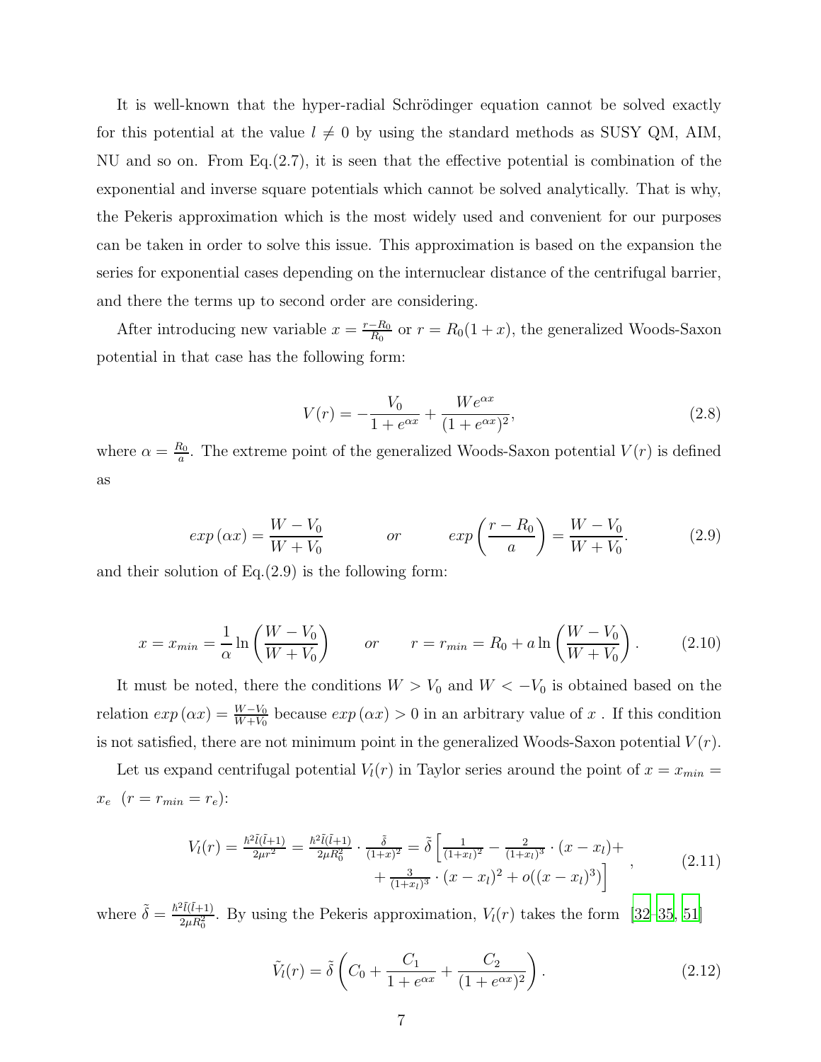It is well-known that the hyper-radial Schrödinger equation cannot be solved exactly for this potential at the value $l \neq 0$ by using the standard methods as SUSY QM, AIM, NU and so on. From Eq.(2.7), it is seen that the effective potential is combination of the exponential and inverse square potentials which cannot be solved analytically. That is why, the Pekeris approximation which is the most widely used and convenient for our purposes can be taken in order to solve this issue. This approximation is based on the expansion the series for exponential cases depending on the internuclear distance of the centrifugal barrier, and there the terms up to second order are considering.

After introducing new variable $x = \frac{r-R_0}{R_0}$ or $r = R_0(1+x)$, the generalized Woods-Saxon potential in that case has the following form:

$$V(r) = -\frac{V_0}{1+e^{\alpha x}} + \frac{We^{\alpha x}}{(1+e^{\alpha x})^2}, \tag{2.8}$$

where $\alpha = \frac{R_0}{a}$. The extreme point of the generalized Woods-Saxon potential $V(r)$ is defined as

$$exp\,(\alpha x) = \frac{W-V_0}{W+V_0} \qquad or \qquad exp\left(\frac{r-R_0}{a}\right) = \frac{W-V_0}{W+V_0}. \tag{2.9}$$

and their solution of Eq.(2.9) is the following form:

$$x = x_{min} = \frac{1}{\alpha}\ln\left(\frac{W-V_0}{W+V_0}\right) \qquad or \qquad r = r_{min} = R_0 + a\ln\left(\frac{W-V_0}{W+V_0}\right). \tag{2.10}$$

It must be noted, there the conditions $W > V_0$ and $W < -V_0$ is obtained based on the relation $exp\,(\alpha x) = \frac{W-V_0}{W+V_0}$ because $exp\,(\alpha x) > 0$ in an arbitrary value of $x$ . If this condition is not satisfied, there are not minimum point in the generalized Woods-Saxon potential $V(r)$.

Let us expand centrifugal potential $V_l(r)$ in Taylor series around the point of $x = x_{min} = x_e$ $(r = r_{min} = r_e)$:

$$V_l(r) = \frac{\hbar^2\tilde{l}(\tilde{l}+1)}{2\mu r^2} = \frac{\hbar^2\tilde{l}(\tilde{l}+1)}{2\mu R_0^2}\cdot\frac{\tilde{\delta}}{(1+x)^2} = \tilde{\delta}\left[\frac{1}{(1+x_l)^2} - \frac{2}{(1+x_l)^3}\cdot(x-x_l) + \frac{3}{(1+x_l)^3}\cdot(x-x_l)^2 + o((x-x_l)^3)\right], \tag{2.11}$$

where $\tilde{\delta} = \frac{\hbar^2\tilde{l}(\tilde{l}+1)}{2\mu R_0^2}$. By using the Pekeris approximation, $V_l(r)$ takes the form [32–35, 51]

$$\tilde{V}_l(r) = \tilde{\delta}\left(C_0 + \frac{C_1}{1+e^{\alpha x}} + \frac{C_2}{(1+e^{\alpha x})^2}\right). \tag{2.12}$$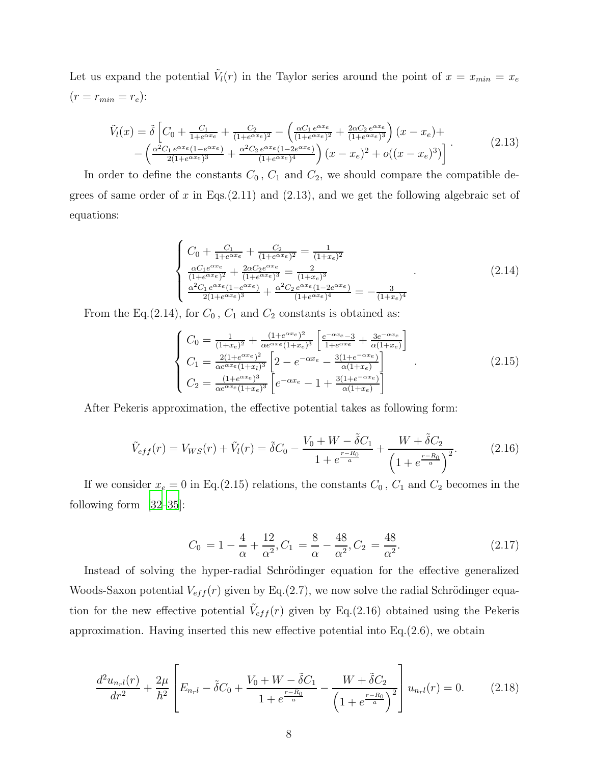Let us expand the potential $\tilde{V}_l(r)$ in the Taylor series around the point of $x = x_{min} = x_e$ ($r = r_{min} = r_e$):

$$
\begin{aligned}
\tilde{V}_l(x) = \tilde{\delta}\Big[ C_0 + \tfrac{C_1}{1+e^{\alpha x_e}} + \tfrac{C_2}{(1+e^{\alpha x_e})^2} - \left( \tfrac{\alpha C_1\, e^{\alpha x_e}}{(1+e^{\alpha x_e})^2} + \tfrac{2\alpha C_2\, e^{\alpha x_e}}{(1+e^{\alpha x_e})^3} \right)(x - x_e) + \\
- \left( \tfrac{\alpha^2 C_1\, e^{\alpha x_e}(1-e^{\alpha x_e})}{2(1+e^{\alpha x_e})^3} + \tfrac{\alpha^2 C_2\, e^{\alpha x_e}(1-2e^{\alpha x_e})}{(1+e^{\alpha x_e})^4} \right)(x - x_e)^2 + o((x - x_e)^3) \Big].
\end{aligned}
\tag{2.13}
$$

In order to define the constants $C_0$, $C_1$ and $C_2$, we should compare the compatible degrees of same order of $x$ in Eqs.(2.11) and (2.13), and we get the following algebraic set of equations:

$$
\begin{cases}
C_0 + \frac{C_1}{1+e^{\alpha x_e}} + \frac{C_2}{(1+e^{\alpha x_e})^2} = \frac{1}{(1+x_e)^2} \\
\frac{\alpha C_1 e^{\alpha x_e}}{(1+e^{\alpha x_e})^2} + \frac{2\alpha C_2 e^{\alpha x_e}}{(1+e^{\alpha x_e})^3} = \frac{2}{(1+x_e)^3} \\
\frac{\alpha^2 C_1\, e^{\alpha x_e}(1-e^{\alpha x_e})}{2(1+e^{\alpha x_e})^3} + \frac{\alpha^2 C_2\, e^{\alpha x_e}(1-2e^{\alpha x_e})}{(1+e^{\alpha x_e})^4} = -\frac{3}{(1+x_e)^4}
\end{cases}.
\tag{2.14}
$$

From the Eq.(2.14), for $C_0$, $C_1$ and $C_2$ constants is obtained as:

$$
\begin{cases}
C_0 = \frac{1}{(1+x_e)^2} + \frac{(1+e^{\alpha x_e})^2}{\alpha e^{\alpha x_e}(1+x_e)^3}\left[ \frac{e^{-\alpha x_e}-3}{1+e^{\alpha x_e}} + \frac{3e^{-\alpha x_e}}{\alpha(1+x_e)} \right] \\
C_1 = \frac{2(1+e^{\alpha x_e})^2}{\alpha e^{\alpha x_e}(1+x_l)^3}\left[ 2 - e^{-\alpha x_e} - \frac{3(1+e^{-\alpha x_e})}{\alpha(1+x_e)} \right] \\
C_2 = \frac{(1+e^{\alpha x_e})^3}{\alpha e^{\alpha x_e}(1+x_e)^3}\left[ e^{-\alpha x_e} - 1 + \frac{3(1+e^{-\alpha x_e})}{\alpha(1+x_e)} \right]
\end{cases}.
\tag{2.15}
$$

After Pekeris approximation, the effective potential takes as following form:

$$
\tilde{V}_{eff}(r) = V_{WS}(r) + \tilde{V}_l(r) = \tilde{\delta}C_0 - \frac{V_0 + W - \tilde{\delta}C_1}{1 + e^{\frac{r-R_0}{a}}} + \frac{W + \tilde{\delta}C_2}{\left(1 + e^{\frac{r-R_0}{a}}\right)^2}.
\tag{2.16}
$$

If we consider $x_e = 0$ in Eq.(2.15) relations, the constants $C_0$, $C_1$ and $C_2$ becomes in the following form [32–35]:

$$
C_0 = 1 - \frac{4}{\alpha} + \frac{12}{\alpha^2}, C_1 = \frac{8}{\alpha} - \frac{48}{\alpha^2}, C_2 = \frac{48}{\alpha^2}.
\tag{2.17}
$$

Instead of solving the hyper-radial Schrödinger equation for the effective generalized Woods-Saxon potential $V_{eff}(r)$ given by Eq.(2.7), we now solve the radial Schrödinger equation for the new effective potential $\tilde{V}_{eff}(r)$ given by Eq.(2.16) obtained using the Pekeris approximation. Having inserted this new effective potential into Eq.(2.6), we obtain

$$
\frac{d^2 u_{n_r l}(r)}{dr^2} + \frac{2\mu}{\hbar^2}\left[ E_{n_r l} - \tilde{\delta}C_0 + \frac{V_0 + W - \tilde{\delta}C_1}{1 + e^{\frac{r-R_0}{a}}} - \frac{W + \tilde{\delta}C_2}{\left(1 + e^{\frac{r-R_0}{a}}\right)^2} \right] u_{n_r l}(r) = 0.
\tag{2.18}
$$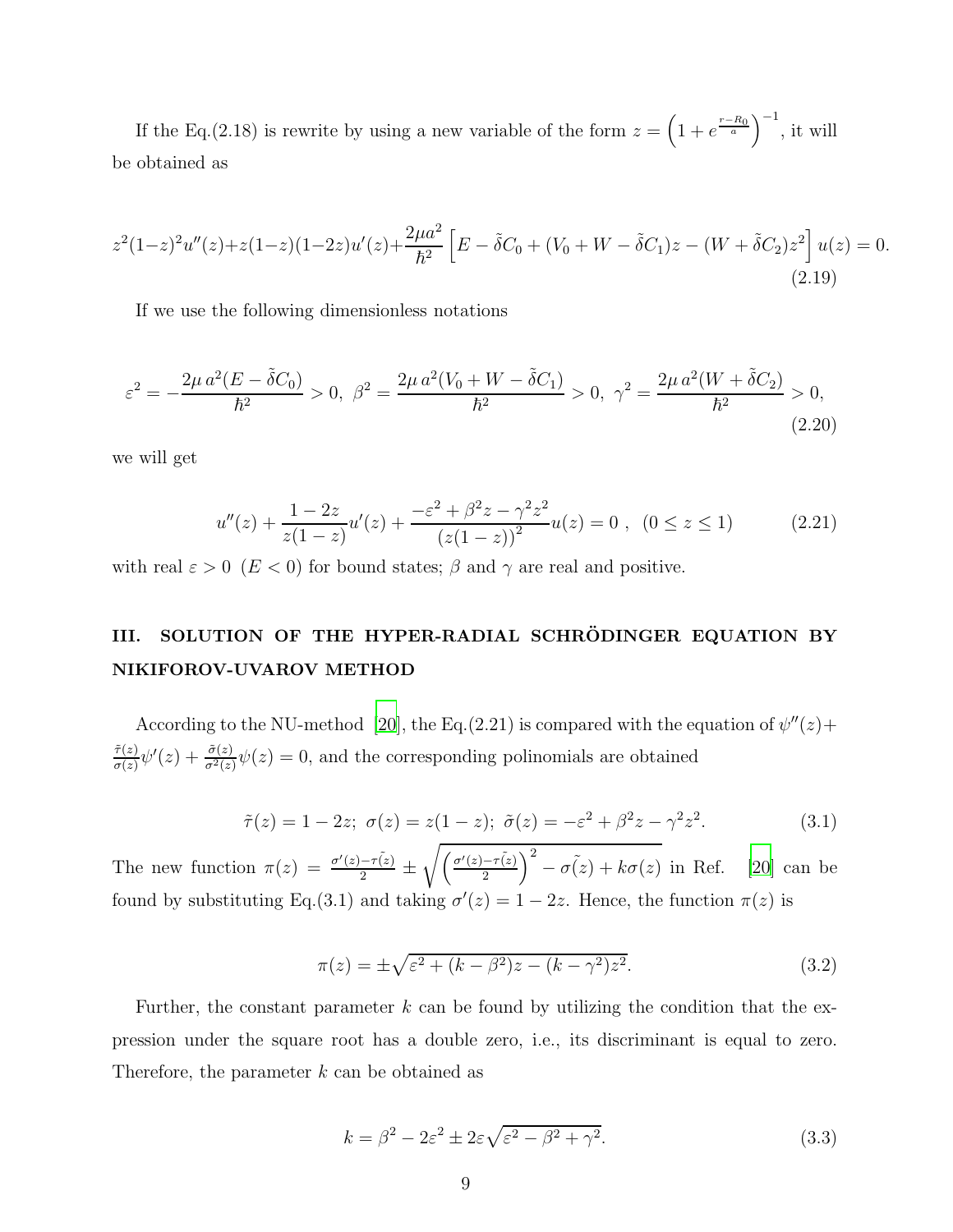If the Eq.(2.18) is rewrite by using a new variable of the form $z = \left(1 + e^{\frac{r-R_0}{a}}\right)^{-1}$, it will be obtained as

$$z^2(1-z)^2u''(z)+z(1-z)(1-2z)u'(z)+\frac{2\mu a^2}{\hbar^2}\left[E-\tilde{\delta}C_0+(V_0+W-\tilde{\delta}C_1)z-(W+\tilde{\delta}C_2)z^2\right]u(z)=0. \tag{2.19}$$

If we use the following dimensionless notations

$$\varepsilon^2 = -\frac{2\mu\, a^2(E-\tilde{\delta}C_0)}{\hbar^2} > 0,\ \beta^2 = \frac{2\mu\, a^2(V_0+W-\tilde{\delta}C_1)}{\hbar^2} > 0,\ \gamma^2 = \frac{2\mu\, a^2(W+\tilde{\delta}C_2)}{\hbar^2} > 0, \tag{2.20}$$

we will get

$$u''(z) + \frac{1-2z}{z(1-z)}u'(z) + \frac{-\varepsilon^2+\beta^2 z-\gamma^2 z^2}{\left(z(1-z)\right)^2}u(z) = 0\ ,\ \ (0 \le z \le 1) \tag{2.21}$$

with real $\varepsilon > 0$ $(E < 0)$ for bound states; $\beta$ and $\gamma$ are real and positive.

## III. SOLUTION OF THE HYPER-RADIAL SCHRÖDINGER EQUATION BY NIKIFOROV-UVAROV METHOD

According to the NU-method [20], the Eq.(2.21) is compared with the equation of $\psi''(z)+\frac{\tilde{\tau}(z)}{\sigma(z)}\psi'(z)+\frac{\tilde{\sigma}(z)}{\sigma^2(z)}\psi(z)=0$, and the corresponding polinomials are obtained

$$\tilde{\tau}(z) = 1-2z;\ \sigma(z) = z(1-z);\ \tilde{\sigma}(z) = -\varepsilon^2+\beta^2 z-\gamma^2 z^2. \tag{3.1}$$

The new function $\pi(z) = \frac{\sigma'(z)-\tau\tilde{(z)}}{2} \pm \sqrt{\left(\frac{\sigma'(z)-\tau\tilde{(z)}}{2}\right)^2 - \sigma\tilde{(z)} + k\sigma(z)}$ in Ref. [20] can be found by substituting Eq.(3.1) and taking $\sigma'(z) = 1-2z$. Hence, the function $\pi(z)$ is

$$\pi(z) = \pm\sqrt{\varepsilon^2+(k-\beta^2)z-(k-\gamma^2)z^2}. \tag{3.2}$$

Further, the constant parameter $k$ can be found by utilizing the condition that the expression under the square root has a double zero, i.e., its discriminant is equal to zero. Therefore, the parameter $k$ can be obtained as

$$k = \beta^2 - 2\varepsilon^2 \pm 2\varepsilon\sqrt{\varepsilon^2-\beta^2+\gamma^2}. \tag{3.3}$$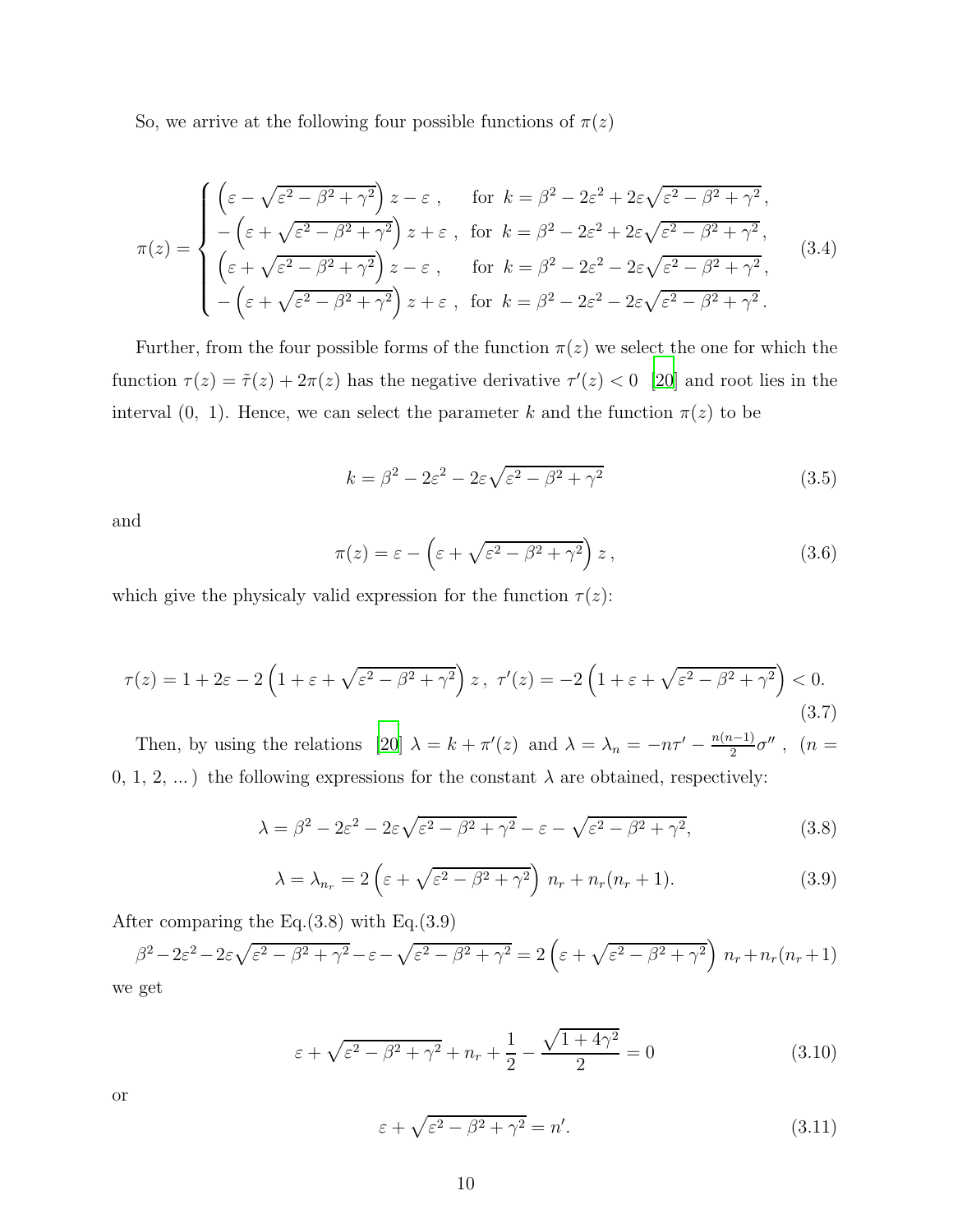So, we arrive at the following four possible functions of $\pi(z)$

$$
\pi(z) = \begin{cases} \left(\varepsilon - \sqrt{\varepsilon^2 - \beta^2 + \gamma^2}\right) z - \varepsilon \,, & \text{for } \; k = \beta^2 - 2\varepsilon^2 + 2\varepsilon\sqrt{\varepsilon^2 - \beta^2 + \gamma^2}\,, \\ -\left(\varepsilon + \sqrt{\varepsilon^2 - \beta^2 + \gamma^2}\right) z + \varepsilon \,, & \text{for } \; k = \beta^2 - 2\varepsilon^2 + 2\varepsilon\sqrt{\varepsilon^2 - \beta^2 + \gamma^2}\,, \\ \left(\varepsilon + \sqrt{\varepsilon^2 - \beta^2 + \gamma^2}\right) z - \varepsilon \,, & \text{for } \; k = \beta^2 - 2\varepsilon^2 - 2\varepsilon\sqrt{\varepsilon^2 - \beta^2 + \gamma^2}\,, \\ -\left(\varepsilon + \sqrt{\varepsilon^2 - \beta^2 + \gamma^2}\right) z + \varepsilon \,, & \text{for } \; k = \beta^2 - 2\varepsilon^2 - 2\varepsilon\sqrt{\varepsilon^2 - \beta^2 + \gamma^2}\,. \end{cases} \tag{3.4}
$$

Further, from the four possible forms of the function $\pi(z)$ we select the one for which the function $\tau(z) = \tilde{\tau}(z) + 2\pi(z)$ has the negative derivative $\tau'(z) < 0$ [20] and root lies in the interval $(0,\ 1)$. Hence, we can select the parameter $k$ and the function $\pi(z)$ to be

$$
k = \beta^2 - 2\varepsilon^2 - 2\varepsilon\sqrt{\varepsilon^2 - \beta^2 + \gamma^2} \tag{3.5}
$$

and

$$
\pi(z) = \varepsilon - \left(\varepsilon + \sqrt{\varepsilon^2 - \beta^2 + \gamma^2}\right) z\,, \tag{3.6}
$$

which give the physicaly valid expression for the function $\tau(z)$:

$$
\tau(z) = 1 + 2\varepsilon - 2\left(1 + \varepsilon + \sqrt{\varepsilon^2 - \beta^2 + \gamma^2}\right) z\,,\ \tau'(z) = -2\left(1 + \varepsilon + \sqrt{\varepsilon^2 - \beta^2 + \gamma^2}\right) < 0. \tag{3.7}
$$

Then, by using the relations [20] $\lambda = k + \pi'(z)$ and $\lambda = \lambda_n = -n\tau' - \frac{n(n-1)}{2}\sigma''$ , $(n = 0,\ 1,\ 2,\ ...)$ the following expressions for the constant $\lambda$ are obtained, respectively:

$$
\lambda = \beta^2 - 2\varepsilon^2 - 2\varepsilon\sqrt{\varepsilon^2 - \beta^2 + \gamma^2} - \varepsilon - \sqrt{\varepsilon^2 - \beta^2 + \gamma^2}, \tag{3.8}
$$

$$
\lambda = \lambda_{n_r} = 2\left(\varepsilon + \sqrt{\varepsilon^2 - \beta^2 + \gamma^2}\right) n_r + n_r(n_r + 1). \tag{3.9}
$$

After comparing the Eq.(3.8) with Eq.(3.9)

$$
\beta^2 - 2\varepsilon^2 - 2\varepsilon\sqrt{\varepsilon^2 - \beta^2 + \gamma^2} - \varepsilon - \sqrt{\varepsilon^2 - \beta^2 + \gamma^2} = 2\left(\varepsilon + \sqrt{\varepsilon^2 - \beta^2 + \gamma^2}\right) n_r + n_r(n_r + 1)
$$

we get

$$
\varepsilon + \sqrt{\varepsilon^2 - \beta^2 + \gamma^2} + n_r + \frac{1}{2} - \frac{\sqrt{1 + 4\gamma^2}}{2} = 0 \tag{3.10}
$$

or

$$
\varepsilon + \sqrt{\varepsilon^2 - \beta^2 + \gamma^2} = n'. \tag{3.11}
$$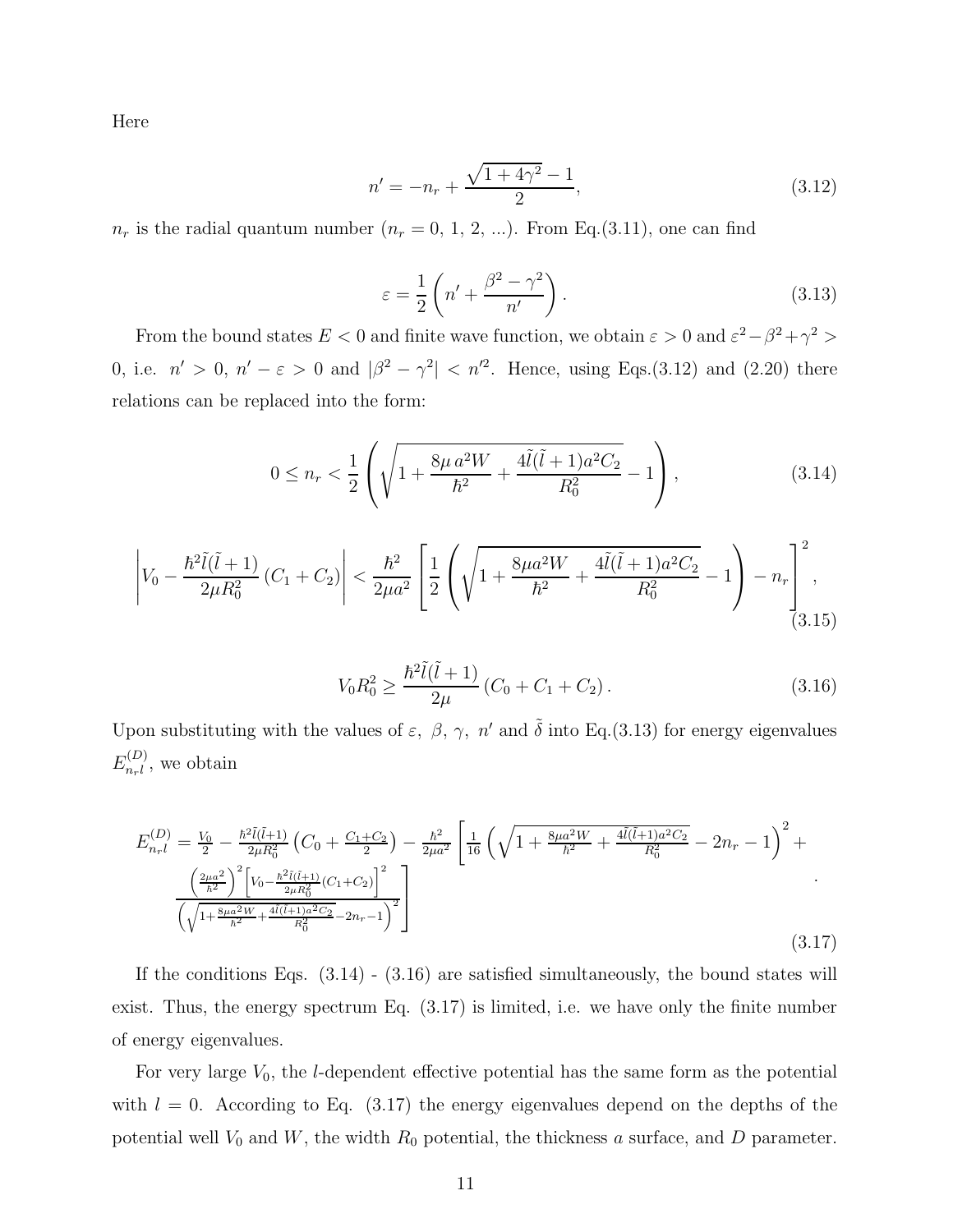Here

$$n' = -n_r + \frac{\sqrt{1+4\gamma^2}-1}{2}, \tag{3.12}$$

$n_r$ is the radial quantum number ($n_r = 0,\ 1,\ 2,\ ...$). From Eq.(3.11), one can find

$$\varepsilon = \frac{1}{2}\left(n' + \frac{\beta^2-\gamma^2}{n'}\right). \tag{3.13}$$

From the bound states $E < 0$ and finite wave function, we obtain $\varepsilon > 0$ and $\varepsilon^2 - \beta^2 + \gamma^2 > 0$, i.e. $n' > 0$, $n' - \varepsilon > 0$ and $|\beta^2 - \gamma^2| < n'^2$. Hence, using Eqs.(3.12) and (2.20) there relations can be replaced into the form:

$$0 \le n_r < \frac{1}{2}\left(\sqrt{1 + \frac{8\mu\, a^2 W}{\hbar^2} + \frac{4\tilde{l}(\tilde{l}+1)a^2 C_2}{R_0^2}} - 1\right), \tag{3.14}$$

$$\left|V_0 - \frac{\hbar^2\tilde{l}(\tilde{l}+1)}{2\mu R_0^2}\left(C_1 + C_2\right)\right| < \frac{\hbar^2}{2\mu a^2}\left[\frac{1}{2}\left(\sqrt{1+\frac{8\mu a^2 W}{\hbar^2} + \frac{4\tilde{l}(\tilde{l}+1)a^2 C_2}{R_0^2}} - 1\right) - n_r\right]^2, \tag{3.15}$$

$$V_0 R_0^2 \ge \frac{\hbar^2\tilde{l}(\tilde{l}+1)}{2\mu}\left(C_0 + C_1 + C_2\right). \tag{3.16}$$

Upon substituting with the values of $\varepsilon$, $\beta$, $\gamma$, $n'$ and $\tilde{\delta}$ into Eq.(3.13) for energy eigenvalues $E_{n_r l}^{(D)}$, we obtain

$$E_{n_r l}^{(D)} = \frac{V_0}{2} - \frac{\hbar^2\tilde{l}(\tilde{l}+1)}{2\mu R_0^2}\left(C_0 + \frac{C_1+C_2}{2}\right) - \frac{\hbar^2}{2\mu a^2}\left[\frac{1}{16}\left(\sqrt{1+\frac{8\mu a^2 W}{\hbar^2}+\frac{4\tilde{l}(\tilde{l}+1)a^2 C_2}{R_0^2}} - 2n_r - 1\right)^2 + \frac{\left(\frac{2\mu a^2}{\hbar^2}\right)^2\left[V_0 - \frac{\hbar^2\tilde{l}(\tilde{l}+1)}{2\mu R_0^2}(C_1+C_2)\right]^2}{\left(\sqrt{1+\frac{8\mu a^2 W}{\hbar^2}+\frac{4\tilde{l}(\tilde{l}+1)a^2 C_2}{R_0^2}} - 2n_r - 1\right)^2}\right]. \tag{3.17}$$

If the conditions Eqs. (3.14) - (3.16) are satisfied simultaneously, the bound states will exist. Thus, the energy spectrum Eq. (3.17) is limited, i.e. we have only the finite number of energy eigenvalues.

For very large $V_0$, the $l$-dependent effective potential has the same form as the potential with $l = 0$. According to Eq. (3.17) the energy eigenvalues depend on the depths of the potential well $V_0$ and $W$, the width $R_0$ potential, the thickness $a$ surface, and $D$ parameter.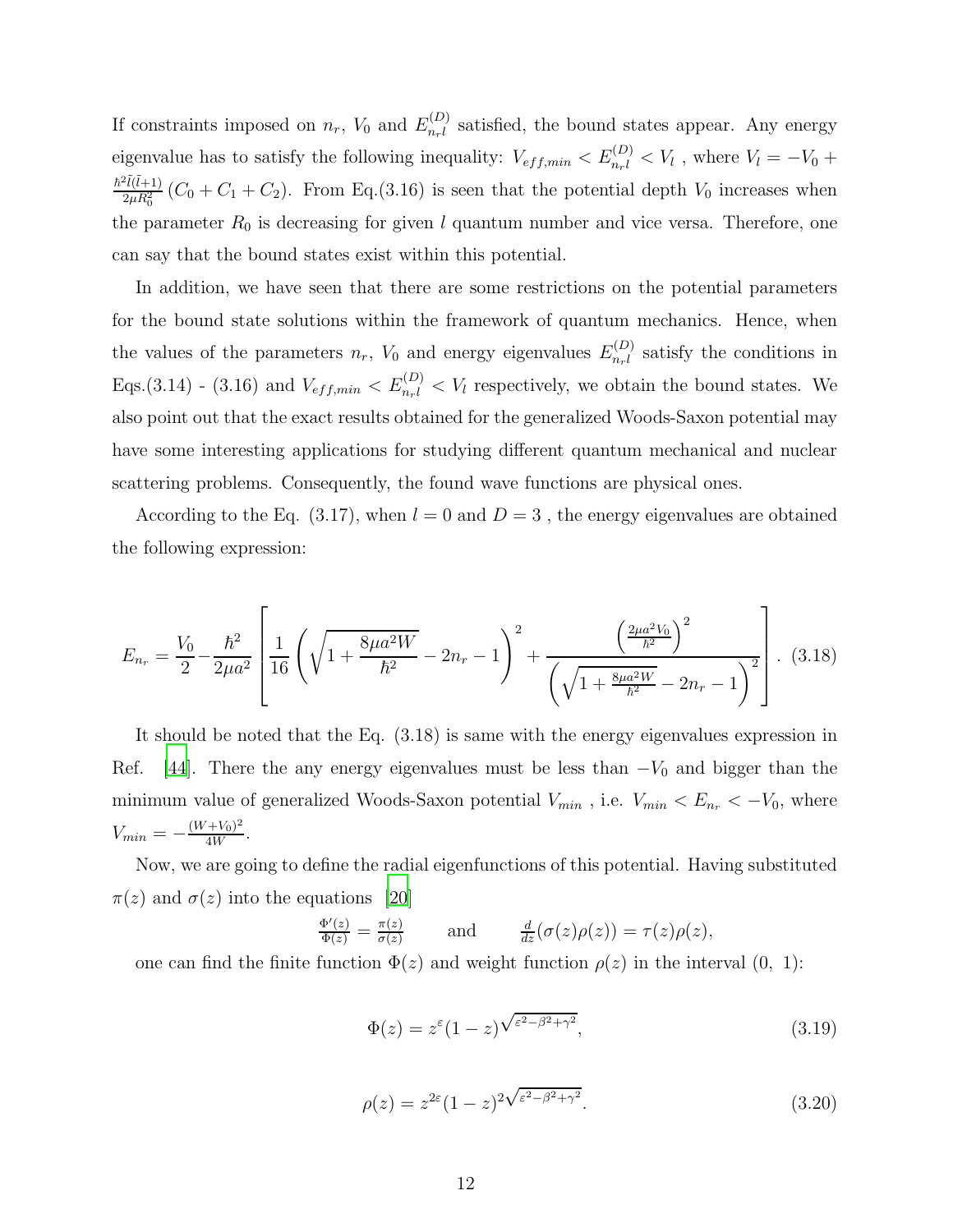If constraints imposed on $n_r$, $V_0$ and $E_{n_r l}^{(D)}$ satisfied, the bound states appear. Any energy eigenvalue has to satisfy the following inequality: $V_{eff,min} < E_{n_r l}^{(D)} < V_l$ , where $V_l = -V_0 + \frac{\hbar^2 \tilde{l}(\tilde{l}+1)}{2\mu R_0^2}(C_0 + C_1 + C_2)$. From Eq.(3.16) is seen that the potential depth $V_0$ increases when the parameter $R_0$ is decreasing for given $l$ quantum number and vice versa. Therefore, one can say that the bound states exist within this potential.

In addition, we have seen that there are some restrictions on the potential parameters for the bound state solutions within the framework of quantum mechanics. Hence, when the values of the parameters $n_r$, $V_0$ and energy eigenvalues $E_{n_r l}^{(D)}$ satisfy the conditions in Eqs.(3.14) - (3.16) and $V_{eff,min} < E_{n_r l}^{(D)} < V_l$ respectively, we obtain the bound states. We also point out that the exact results obtained for the generalized Woods-Saxon potential may have some interesting applications for studying different quantum mechanical and nuclear scattering problems. Consequently, the found wave functions are physical ones.

According to the Eq. (3.17), when $l = 0$ and $D = 3$ , the energy eigenvalues are obtained the following expression:

$$E_{n_r} = \frac{V_0}{2} - \frac{\hbar^2}{2\mu a^2}\left[\frac{1}{16}\left(\sqrt{1+\frac{8\mu a^2 W}{\hbar^2}} - 2n_r - 1\right)^2 + \frac{\left(\frac{2\mu a^2 V_0}{\hbar^2}\right)^2}{\left(\sqrt{1+\frac{8\mu a^2 W}{\hbar^2}} - 2n_r - 1\right)^2}\right]. \quad (3.18)$$

It should be noted that the Eq. (3.18) is same with the energy eigenvalues expression in Ref. [44]. There the any energy eigenvalues must be less than $-V_0$ and bigger than the minimum value of generalized Woods-Saxon potential $V_{min}$ , i.e. $V_{min} < E_{n_r} < -V_0$, where $V_{min} = -\frac{(W+V_0)^2}{4W}$.

Now, we are going to define the radial eigenfunctions of this potential. Having substituted $\pi(z)$ and $\sigma(z)$ into the equations [20]

$$\frac{\Phi'(z)}{\Phi(z)} = \frac{\pi(z)}{\sigma(z)} \qquad \text{and} \qquad \frac{d}{dz}(\sigma(z)\rho(z)) = \tau(z)\rho(z),$$

one can find the finite function $\Phi(z)$ and weight function $\rho(z)$ in the interval $(0,\ 1)$:

$$\Phi(z) = z^{\varepsilon}(1-z)^{\sqrt{\varepsilon^2-\beta^2+\gamma^2}}, \quad (3.19)$$

$$\rho(z) = z^{2\varepsilon}(1-z)^{2\sqrt{\varepsilon^2-\beta^2+\gamma^2}}. \quad (3.20)$$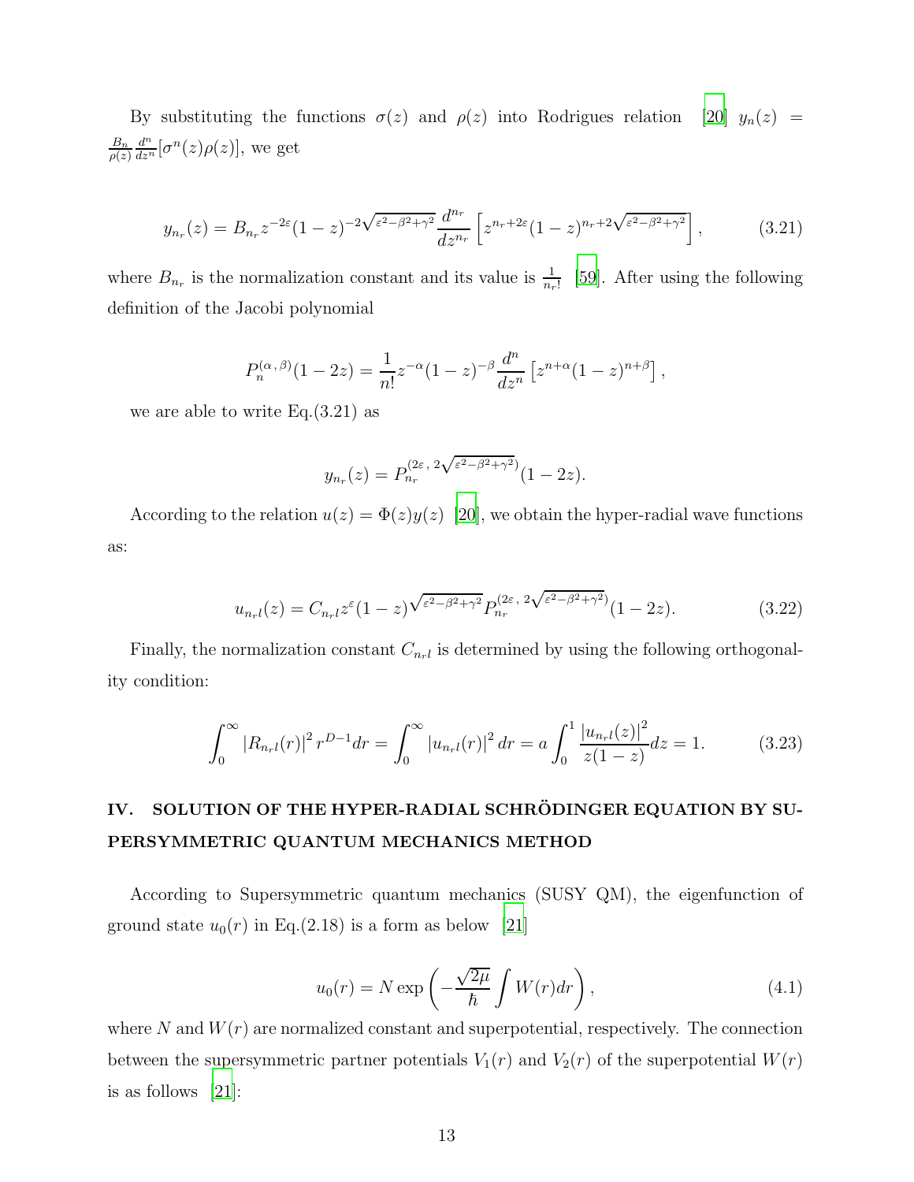By substituting the functions $\sigma(z)$ and $\rho(z)$ into Rodrigues relation [20] $y_n(z) = \frac{B_n}{\rho(z)} \frac{d^n}{dz^n}[\sigma^n(z)\rho(z)]$, we get

$$y_{n_r}(z) = B_{n_r} z^{-2\varepsilon}(1-z)^{-2\sqrt{\varepsilon^2-\beta^2+\gamma^2}} \frac{d^{n_r}}{dz^{n_r}} \left[ z^{n_r+2\varepsilon}(1-z)^{n_r+2\sqrt{\varepsilon^2-\beta^2+\gamma^2}} \right], \tag{3.21}$$

where $B_{n_r}$ is the normalization constant and its value is $\frac{1}{n_r!}$ [59]. After using the following definition of the Jacobi polynomial

$$P_n^{(\alpha\,,\,\beta)}(1-2z) = \frac{1}{n!} z^{-\alpha}(1-z)^{-\beta} \frac{d^n}{dz^n} \left[ z^{n+\alpha}(1-z)^{n+\beta} \right],$$

we are able to write Eq.(3.21) as

$$y_{n_r}(z) = P_{n_r}^{(2\varepsilon\,,\,2\sqrt{\varepsilon^2-\beta^2+\gamma^2})}(1-2z).$$

According to the relation $u(z) = \Phi(z) y(z)$ [20], we obtain the hyper-radial wave functions as:

$$u_{n_r l}(z) = C_{n_r l} z^{\varepsilon}(1-z)^{\sqrt{\varepsilon^2-\beta^2+\gamma^2}} P_{n_r}^{(2\varepsilon\,,\,2\sqrt{\varepsilon^2-\beta^2+\gamma^2})}(1-2z). \tag{3.22}$$

Finally, the normalization constant $C_{n_r l}$ is determined by using the following orthogonality condition:

$$\int_0^\infty |R_{n_r l}(r)|^2 \, r^{D-1} dr = \int_0^\infty |u_{n_r l}(r)|^2 \, dr = a \int_0^1 \frac{|u_{n_r l}(z)|^2}{z(1-z)} dz = 1. \tag{3.23}$$

## IV. SOLUTION OF THE HYPER-RADIAL SCHRÖDINGER EQUATION BY SUPERSYMMETRIC QUANTUM MECHANICS METHOD

According to Supersymmetric quantum mechanics (SUSY QM), the eigenfunction of ground state $u_0(r)$ in Eq.(2.18) is a form as below [21]

$$u_0(r) = N \exp\left( -\frac{\sqrt{2\mu}}{\hbar} \int W(r) dr \right), \tag{4.1}$$

where $N$ and $W(r)$ are normalized constant and superpotential, respectively. The connection between the supersymmetric partner potentials $V_1(r)$ and $V_2(r)$ of the superpotential $W(r)$ is as follows [21]: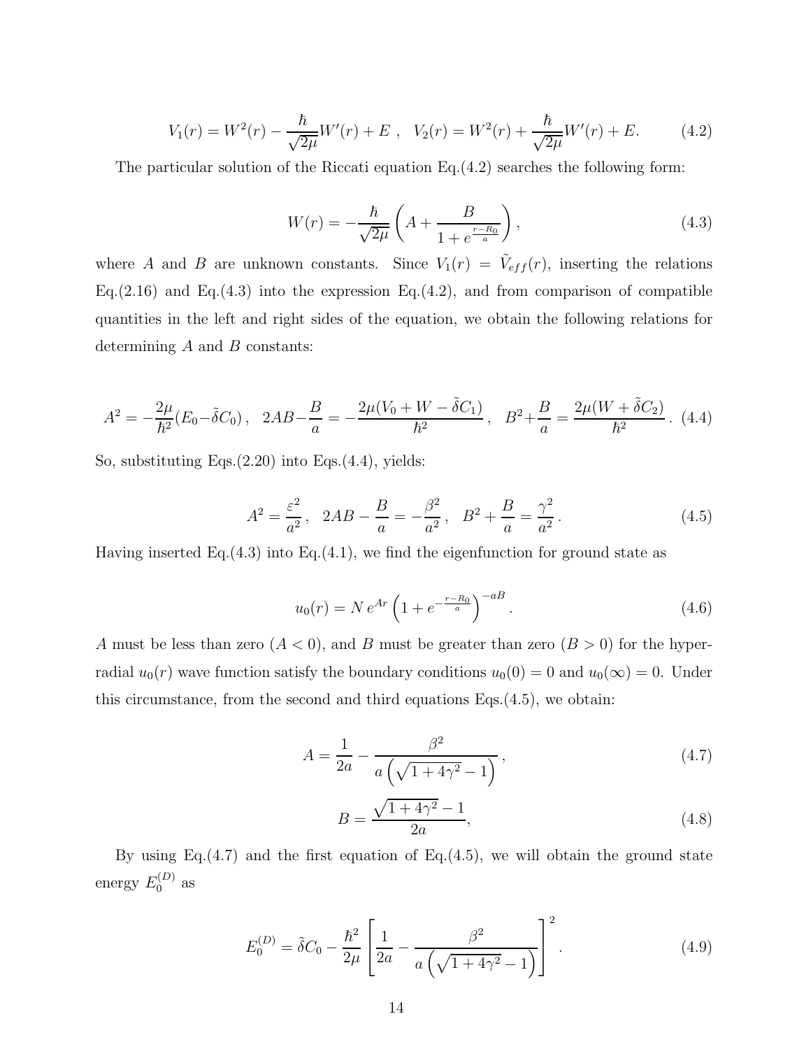$$V_1(r) = W^2(r) - \frac{\hbar}{\sqrt{2\mu}} W'(r) + E \ , \quad V_2(r) = W^2(r) + \frac{\hbar}{\sqrt{2\mu}} W'(r) + E. \tag{4.2}$$

The particular solution of the Riccati equation Eq.(4.2) searches the following form:

$$W(r) = -\frac{\hbar}{\sqrt{2\mu}} \left( A + \frac{B}{1 + e^{\frac{r-R_0}{a}}} \right), \tag{4.3}$$

where $A$ and $B$ are unknown constants. Since $V_1(r) = \tilde{V}_{eff}(r)$, inserting the relations Eq.(2.16) and Eq.(4.3) into the expression Eq.(4.2), and from comparison of compatible quantities in the left and right sides of the equation, we obtain the following relations for determining $A$ and $B$ constants:

$$A^2 = -\frac{2\mu}{\hbar^2}(E_0 - \tilde{\delta} C_0) \, , \quad 2AB - \frac{B}{a} = -\frac{2\mu(V_0 + W - \tilde{\delta} C_1)}{\hbar^2} \, , \quad B^2 + \frac{B}{a} = \frac{2\mu(W + \tilde{\delta} C_2)}{\hbar^2} \, . \tag{4.4}$$

So, substituting Eqs.(2.20) into Eqs.(4.4), yields:

$$A^2 = \frac{\varepsilon^2}{a^2} \, , \quad 2AB - \frac{B}{a} = -\frac{\beta^2}{a^2} \, , \quad B^2 + \frac{B}{a} = \frac{\gamma^2}{a^2} \, . \tag{4.5}$$

Having inserted Eq.(4.3) into Eq.(4.1), we find the eigenfunction for ground state as

$$u_0(r) = N \, e^{Ar} \left( 1 + e^{-\frac{r-R_0}{a}} \right)^{-aB} . \tag{4.6}$$

$A$ must be less than zero ($A < 0$), and $B$ must be greater than zero ($B > 0$) for the hyper-radial $u_0(r)$ wave function satisfy the boundary conditions $u_0(0) = 0$ and $u_0(\infty) = 0$. Under this circumstance, from the second and third equations Eqs.(4.5), we obtain:

$$A = \frac{1}{2a} - \frac{\beta^2}{a \left( \sqrt{1 + 4\gamma^2} - 1 \right)} \, , \tag{4.7}$$

$$B = \frac{\sqrt{1 + 4\gamma^2} - 1}{2a}, \tag{4.8}$$

By using Eq.(4.7) and the first equation of Eq.(4.5), we will obtain the ground state energy $E_0^{(D)}$ as

$$E_0^{(D)} = \tilde{\delta} C_0 - \frac{\hbar^2}{2\mu} \left[ \frac{1}{2a} - \frac{\beta^2}{a \left( \sqrt{1 + 4\gamma^2} - 1 \right)} \right]^2 . \tag{4.9}$$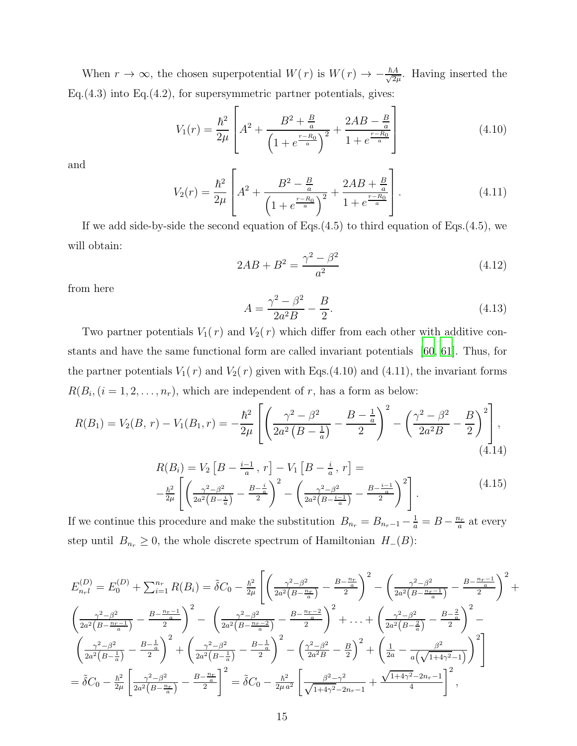When $r \to \infty$, the chosen superpotential $W(r)$ is $W(r) \to -\frac{\hbar A}{\sqrt{2\mu}}$. Having inserted the Eq.(4.3) into Eq.(4.2), for supersymmetric partner potentials, gives:

$$V_1(r) = \frac{\hbar^2}{2\mu}\left[A^2 + \frac{B^2 + \frac{B}{a}}{\left(1+e^{\frac{r-R_0}{a}}\right)^2} + \frac{2AB - \frac{B}{a}}{1+e^{\frac{r-R_0}{a}}}\right] \tag{4.10}$$

and

$$V_2(r) = \frac{\hbar^2}{2\mu}\left[A^2 + \frac{B^2 - \frac{B}{a}}{\left(1+e^{\frac{r-R_0}{a}}\right)^2} + \frac{2AB + \frac{B}{a}}{1+e^{\frac{r-R_0}{a}}}\right]. \tag{4.11}$$

If we add side-by-side the second equation of Eqs.(4.5) to third equation of Eqs.(4.5), we will obtain:

$$2AB + B^2 = \frac{\gamma^2 - \beta^2}{a^2} \tag{4.12}$$

from here

$$A = \frac{\gamma^2 - \beta^2}{2a^2 B} - \frac{B}{2}. \tag{4.13}$$

Two partner potentials $V_1(r)$ and $V_2(r)$ which differ from each other with additive constants and have the same functional form are called invariant potentials [60, 61]. Thus, for the partner potentials $V_1(r)$ and $V_2(r)$ given with Eqs.(4.10) and (4.11), the invariant forms $R(B_i,(i=1,2,\ldots,n_r)$, which are independent of $r$, has a form as below:

$$R(B_1) = V_2(B,r) - V_1(B_1,r) = -\frac{\hbar^2}{2\mu}\left[\left(\frac{\gamma^2-\beta^2}{2a^2\left(B-\frac{1}{a}\right)} - \frac{B-\frac{1}{a}}{2}\right)^2 - \left(\frac{\gamma^2-\beta^2}{2a^2 B} - \frac{B}{2}\right)^2\right], \tag{4.14}$$

$$\begin{aligned} R(B_i) &= V_2\left[B - \tfrac{i-1}{a},\, r\right] - V_1\left[B - \tfrac{i}{a},\, r\right] = \\ &-\tfrac{\hbar^2}{2\mu}\left[\left(\tfrac{\gamma^2-\beta^2}{2a^2\left(B-\frac{i}{a}\right)} - \tfrac{B-\frac{i}{a}}{2}\right)^2 - \left(\tfrac{\gamma^2-\beta^2}{2a^2\left(B-\frac{i-1}{a}\right)} - \tfrac{B-\frac{i-1}{a}}{2}\right)^2\right]. \end{aligned} \tag{4.15}$$

If we continue this procedure and make the substitution $B_{n_r} = B_{n_r-1} - \frac{1}{a} = B - \frac{n_r}{a}$ at every step until $B_{n_r} \geq 0$, the whole discrete spectrum of Hamiltonian $H_-(B)$:

$$\begin{aligned} E_{n_r l}^{(D)} &= E_0^{(D)} + \textstyle\sum_{i=1}^{n_r} R(B_i) = \tilde{\delta}C_0 - \frac{\hbar^2}{2\mu}\Bigg[\left(\frac{\gamma^2-\beta^2}{2a^2\left(B-\frac{n_r}{a}\right)} - \frac{B-\frac{n_r}{a}}{2}\right)^2 - \left(\frac{\gamma^2-\beta^2}{2a^2\left(B-\frac{n_r-1}{a}\right)} - \frac{B-\frac{n_r-1}{a}}{2}\right)^2 + \\ &\left(\frac{\gamma^2-\beta^2}{2a^2\left(B-\frac{n_r-1}{a}\right)} - \frac{B-\frac{n_r-1}{a}}{2}\right)^2 - \left(\frac{\gamma^2-\beta^2}{2a^2\left(B-\frac{n_r-2}{a}\right)} - \frac{B-\frac{n_r-2}{a}}{2}\right)^2 + \ldots + \left(\frac{\gamma^2-\beta^2}{2a^2\left(B-\frac{2}{a}\right)} - \frac{B-\frac{2}{a}}{2}\right)^2 - \\ &\left(\frac{\gamma^2-\beta^2}{2a^2\left(B-\frac{1}{a}\right)} - \frac{B-\frac{1}{a}}{2}\right)^2 + \left(\frac{\gamma^2-\beta^2}{2a^2\left(B-\frac{1}{a}\right)} - \frac{B-\frac{1}{a}}{2}\right)^2 - \left(\frac{\gamma^2-\beta^2}{2a^2 B} - \frac{B}{2}\right)^2 + \left(\frac{1}{2a} - \frac{\beta^2}{a\left(\sqrt{1+4\gamma^2}-1\right)}\right)^2\Bigg] \\ &= \tilde{\delta}C_0 - \frac{\hbar^2}{2\mu}\left[\frac{\gamma^2-\beta^2}{2a^2\left(B-\frac{n_r}{a}\right)} - \frac{B-\frac{n_r}{a}}{2}\right]^2 = \tilde{\delta}C_0 - \frac{\hbar^2}{2\mu a^2}\left[\frac{\beta^2-\gamma^2}{\sqrt{1+4\gamma^2}-2n_r-1} + \frac{\sqrt{1+4\gamma^2}-2n_r-1}{4}\right]^2, \end{aligned}$$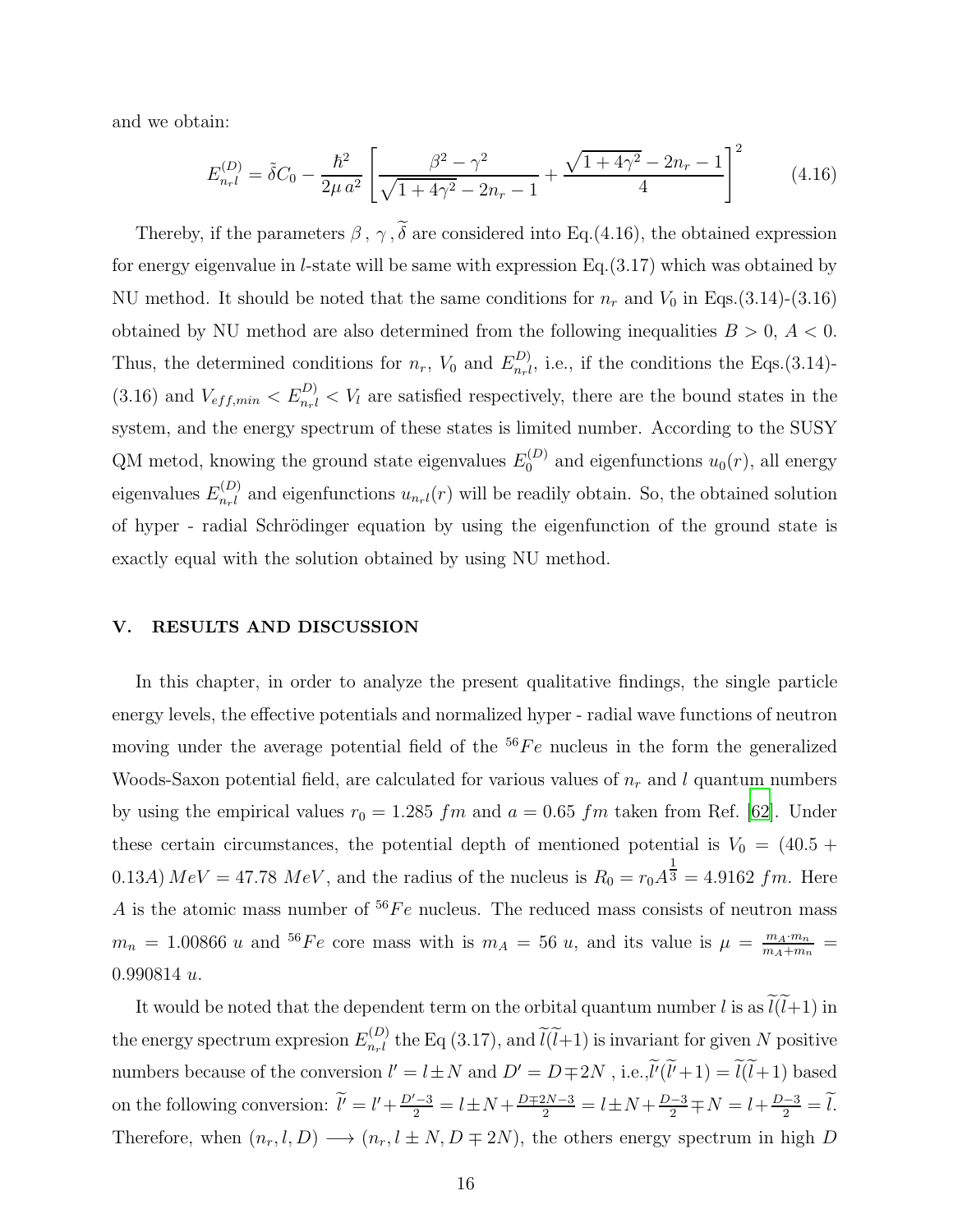and we obtain:

$$E_{n_r l}^{(D)} = \tilde{\delta} C_0 - \frac{\hbar^2}{2\mu\, a^2}\left[\frac{\beta^2 - \gamma^2}{\sqrt{1+4\gamma^2} - 2n_r - 1} + \frac{\sqrt{1+4\gamma^2} - 2n_r - 1}{4}\right]^2 \qquad (4.16)$$

Thereby, if the parameters $\beta$ , $\gamma$ , $\widetilde{\delta}$ are considered into Eq.(4.16), the obtained expression for energy eigenvalue in $l$-state will be same with expression Eq.(3.17) which was obtained by NU method. It should be noted that the same conditions for $n_r$ and $V_0$ in Eqs.(3.14)-(3.16) obtained by NU method are also determined from the following inequalities $B > 0$, $A < 0$. Thus, the determined conditions for $n_r$, $V_0$ and $E_{n_r l}^{D)}$, i.e., if the conditions the Eqs.(3.14)-(3.16) and $V_{eff,min} < E_{n_r l}^{D)} < V_l$ are satisfied respectively, there are the bound states in the system, and the energy spectrum of these states is limited number. According to the SUSY QM metod, knowing the ground state eigenvalues $E_0^{(D)}$ and eigenfunctions $u_0(r)$, all energy eigenvalues $E_{n_r l}^{(D)}$ and eigenfunctions $u_{n_r l}(r)$ will be readily obtain. So, the obtained solution of hyper - radial Schrödinger equation by using the eigenfunction of the ground state is exactly equal with the solution obtained by using NU method.

## V. RESULTS AND DISCUSSION

In this chapter, in order to analyze the present qualitative findings, the single particle energy levels, the effective potentials and normalized hyper - radial wave functions of neutron moving under the average potential field of the $^{56}Fe$ nucleus in the form the generalized Woods-Saxon potential field, are calculated for various values of $n_r$ and $l$ quantum numbers by using the empirical values $r_0 = 1.285\ fm$ and $a = 0.65\ fm$ taken from Ref. [62]. Under these certain circumstances, the potential depth of mentioned potential is $V_0 = (40.5 + 0.13A)\, MeV = 47.78\ MeV$, and the radius of the nucleus is $R_0 = r_0 A^{\frac{1}{3}} = 4.9162\ fm$. Here $A$ is the atomic mass number of $^{56}Fe$ nucleus. The reduced mass consists of neutron mass $m_n = 1.00866\ u$ and $^{56}Fe$ core mass with is $m_A = 56\ u$, and its value is $\mu = \frac{m_A \cdot m_n}{m_A + m_n} = 0.990814\ u$.

It would be noted that the dependent term on the orbital quantum number $l$ is as $\widetilde{l}(\widetilde{l}+1)$ in the energy spectrum expresion $E_{n_r l}^{(D)}$ the Eq (3.17), and $\widetilde{l}(\widetilde{l}+1)$ is invariant for given $N$ positive numbers because of the conversion $l' = l \pm N$ and $D' = D \mp 2N$ , i.e.,$\widetilde{l'}(\widetilde{l'}+1) = \widetilde{l}(\widetilde{l}+1)$ based on the following conversion: $\widetilde{l'} = l' + \frac{D'-3}{2} = l \pm N + \frac{D \mp 2N - 3}{2} = l \pm N + \frac{D-3}{2} \mp N = l + \frac{D-3}{2} = \widetilde{l}$. Therefore, when $(n_r, l, D) \longrightarrow (n_r, l \pm N, D \mp 2N)$, the others energy spectrum in high $D$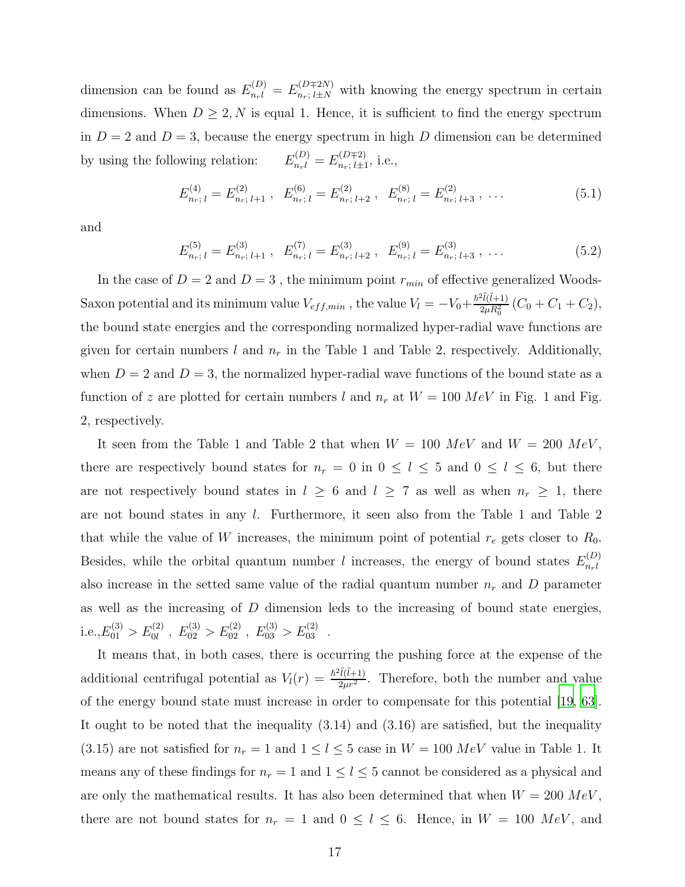dimension can be found as $E^{(D)}_{n_r l} = E^{(D\mp 2N)}_{n_r;\, l\pm N}$ with knowing the energy spectrum in certain dimensions. When $D \geq 2, N$ is equal 1. Hence, it is sufficient to find the energy spectrum in $D = 2$ and $D = 3$, because the energy spectrum in high $D$ dimension can be determined by using the following relation: $E^{(D)}_{n_r l} = E^{(D\mp 2)}_{n_r;\, l\pm 1}$, i.e.,

$$E^{(4)}_{n_r;\, l} = E^{(2)}_{n_r;\, l+1}\ ,\ \ E^{(6)}_{n_r;\, l} = E^{(2)}_{n_r;\, l+2}\ ,\ \ E^{(8)}_{n_r;\, l} = E^{(2)}_{n_r;\, l+3}\ ,\ \dots \tag{5.1}$$

and

$$E^{(5)}_{n_r;\, l} = E^{(3)}_{n_r;\, l+1}\ ,\ \ E^{(7)}_{n_r;\, l} = E^{(3)}_{n_r;\, l+2}\ ,\ \ E^{(9)}_{n_r;\, l} = E^{(3)}_{n_r;\, l+3}\ ,\ \dots \tag{5.2}$$

In the case of $D = 2$ and $D = 3$ , the minimum point $r_{min}$ of effective generalized Woods-Saxon potential and its minimum value $V_{eff,min}$ , the value $V_l = -V_0 + \frac{\hbar^2 \tilde{l}(\tilde{l}+1)}{2\mu R_0^2}\left(C_0 + C_1 + C_2\right)$, the bound state energies and the corresponding normalized hyper-radial wave functions are given for certain numbers $l$ and $n_r$ in the Table 1 and Table 2, respectively. Additionally, when $D = 2$ and $D = 3$, the normalized hyper-radial wave functions of the bound state as a function of $z$ are plotted for certain numbers $l$ and $n_r$ at $W = 100\ MeV$ in Fig. 1 and Fig. 2, respectively.

It seen from the Table 1 and Table 2 that when $W = 100\ MeV$ and $W = 200\ MeV$, there are respectively bound states for $n_r = 0$ in $0 \leq l \leq 5$ and $0 \leq l \leq 6$, but there are not respectively bound states in $l \geq 6$ and $l \geq 7$ as well as when $n_r \geq 1$, there are not bound states in any $l$. Furthermore, it seen also from the Table 1 and Table 2 that while the value of $W$ increases, the minimum point of potential $r_e$ gets closer to $R_0$. Besides, while the orbital quantum number $l$ increases, the energy of bound states $E^{(D)}_{n_r l}$ also increase in the setted same value of the radial quantum number $n_r$ and $D$ parameter as well as the increasing of $D$ dimension leds to the increasing of bound state energies, i.e.,$E^{(3)}_{01} > E^{(2)}_{0l}$ , $E^{(3)}_{02} > E^{(2)}_{02}$ , $E^{(3)}_{03} > E^{(2)}_{03}$ .

It means that, in both cases, there is occurring the pushing force at the expense of the additional centrifugal potential as $V_l(r) = \frac{\hbar^2 \tilde{l}(\tilde{l}+1)}{2\mu r^2}$. Therefore, both the number and value of the energy bound state must increase in order to compensate for this potential [19, 63]. It ought to be noted that the inequality (3.14) and (3.16) are satisfied, but the inequality (3.15) are not satisfied for $n_r = 1$ and $1 \leq l \leq 5$ case in $W = 100\ MeV$ value in Table 1. It means any of these findings for $n_r = 1$ and $1 \leq l \leq 5$ cannot be considered as a physical and are only the mathematical results. It has also been determined that when $W = 200\ MeV$, there are not bound states for $n_r = 1$ and $0 \leq l \leq 6$. Hence, in $W = 100\ MeV$, and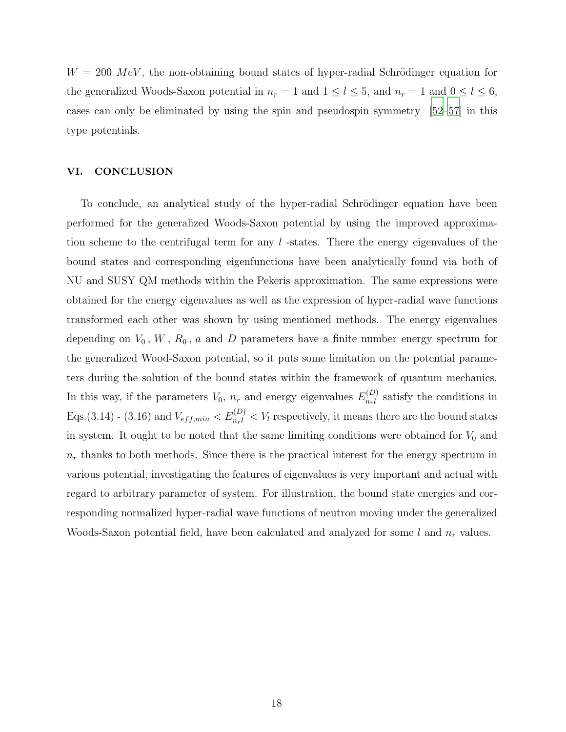$W = 200\ MeV$, the non-obtaining bound states of hyper-radial Schrödinger equation for the generalized Woods-Saxon potential in $n_r = 1$ and $1 \leq l \leq 5$, and $n_r = 1$ and $0 \leq l \leq 6$, cases can only be eliminated by using the spin and pseudospin symmetry [52–57] in this type potentials.

## VI. CONCLUSION

To conclude, an analytical study of the hyper-radial Schrödinger equation have been performed for the generalized Woods-Saxon potential by using the improved approximation scheme to the centrifugal term for any $l$ -states. There the energy eigenvalues of the bound states and corresponding eigenfunctions have been analytically found via both of NU and SUSY QM methods within the Pekeris approximation. The same expressions were obtained for the energy eigenvalues as well as the expression of hyper-radial wave functions transformed each other was shown by using mentioned methods. The energy eigenvalues depending on $V_0$, $W$, $R_0$, $a$ and $D$ parameters have a finite number energy spectrum for the generalized Wood-Saxon potential, so it puts some limitation on the potential parameters during the solution of the bound states within the framework of quantum mechanics. In this way, if the parameters $V_0$, $n_r$ and energy eigenvalues $E_{n_r l}^{(D)}$ satisfy the conditions in Eqs.(3.14) - (3.16) and $V_{eff,min} < E_{n_r l}^{(D)} < V_l$ respectively, it means there are the bound states in system. It ought to be noted that the same limiting conditions were obtained for $V_0$ and $n_r$ thanks to both methods. Since there is the practical interest for the energy spectrum in various potential, investigating the features of eigenvalues is very important and actual with regard to arbitrary parameter of system. For illustration, the bound state energies and corresponding normalized hyper-radial wave functions of neutron moving under the generalized Woods-Saxon potential field, have been calculated and analyzed for some $l$ and $n_r$ values.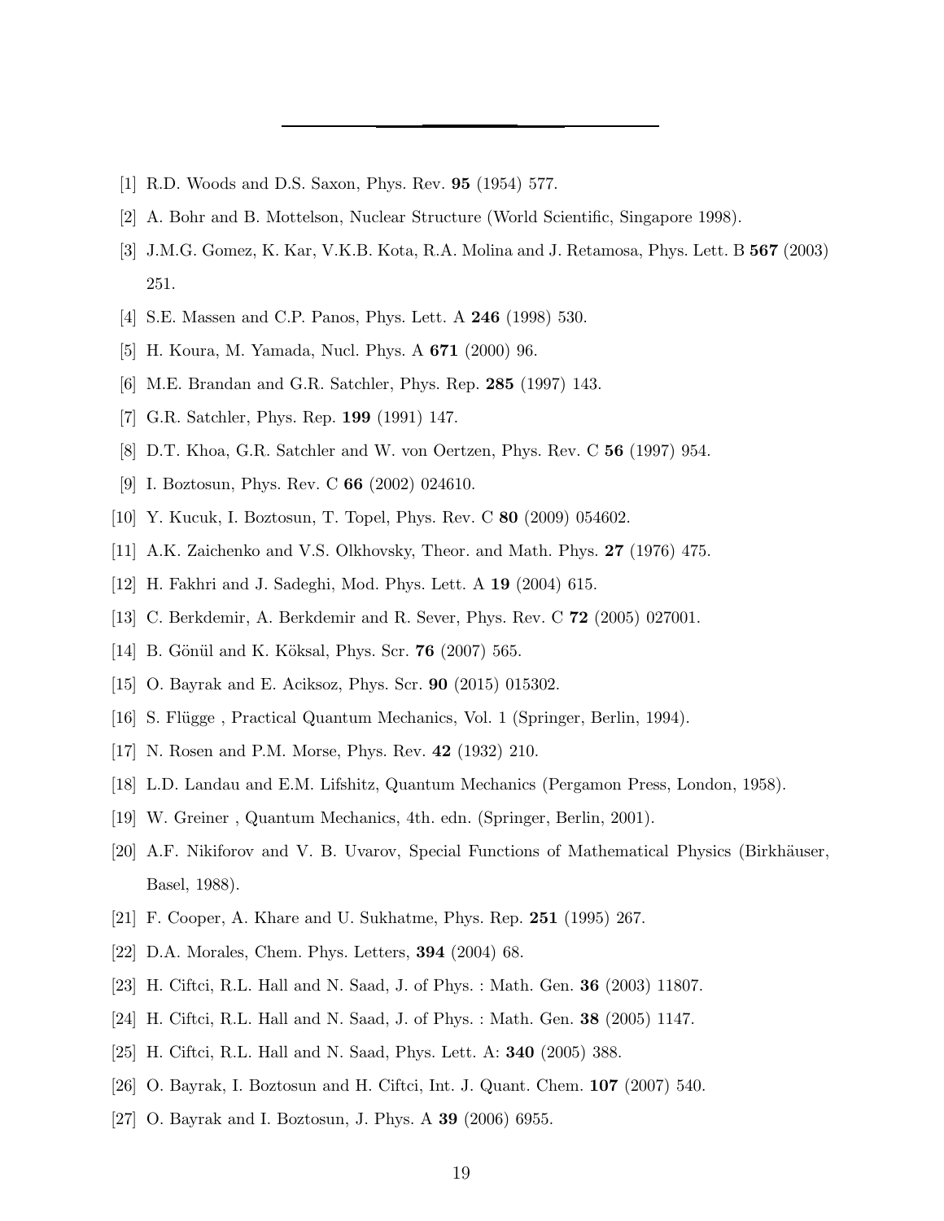[1] R.D. Woods and D.S. Saxon, Phys. Rev. **95** (1954) 577.

[2] A. Bohr and B. Mottelson, Nuclear Structure (World Scientific, Singapore 1998).

[3] J.M.G. Gomez, K. Kar, V.K.B. Kota, R.A. Molina and J. Retamosa, Phys. Lett. B **567** (2003) 251.

[4] S.E. Massen and C.P. Panos, Phys. Lett. A **246** (1998) 530.

[5] H. Koura, M. Yamada, Nucl. Phys. A **671** (2000) 96.

[6] M.E. Brandan and G.R. Satchler, Phys. Rep. **285** (1997) 143.

[7] G.R. Satchler, Phys. Rep. **199** (1991) 147.

[8] D.T. Khoa, G.R. Satchler and W. von Oertzen, Phys. Rev. C **56** (1997) 954.

[9] I. Boztosun, Phys. Rev. C **66** (2002) 024610.

[10] Y. Kucuk, I. Boztosun, T. Topel, Phys. Rev. C **80** (2009) 054602.

[11] A.K. Zaichenko and V.S. Olkhovsky, Theor. and Math. Phys. **27** (1976) 475.

[12] H. Fakhri and J. Sadeghi, Mod. Phys. Lett. A **19** (2004) 615.

[13] C. Berkdemir, A. Berkdemir and R. Sever, Phys. Rev. C **72** (2005) 027001.

[14] B. Gönül and K. Köksal, Phys. Scr. **76** (2007) 565.

[15] O. Bayrak and E. Aciksoz, Phys. Scr. **90** (2015) 015302.

[16] S. Flügge , Practical Quantum Mechanics, Vol. 1 (Springer, Berlin, 1994).

[17] N. Rosen and P.M. Morse, Phys. Rev. **42** (1932) 210.

[18] L.D. Landau and E.M. Lifshitz, Quantum Mechanics (Pergamon Press, London, 1958).

[19] W. Greiner , Quantum Mechanics, 4th. edn. (Springer, Berlin, 2001).

[20] A.F. Nikiforov and V. B. Uvarov, Special Functions of Mathematical Physics (Birkhäuser, Basel, 1988).

[21] F. Cooper, A. Khare and U. Sukhatme, Phys. Rep. **251** (1995) 267.

[22] D.A. Morales, Chem. Phys. Letters, **394** (2004) 68.

[23] H. Ciftci, R.L. Hall and N. Saad, J. of Phys. : Math. Gen. **36** (2003) 11807.

[24] H. Ciftci, R.L. Hall and N. Saad, J. of Phys. : Math. Gen. **38** (2005) 1147.

[25] H. Ciftci, R.L. Hall and N. Saad, Phys. Lett. A: **340** (2005) 388.

[26] O. Bayrak, I. Boztosun and H. Ciftci, Int. J. Quant. Chem. **107** (2007) 540.

[27] O. Bayrak and I. Boztosun, J. Phys. A **39** (2006) 6955.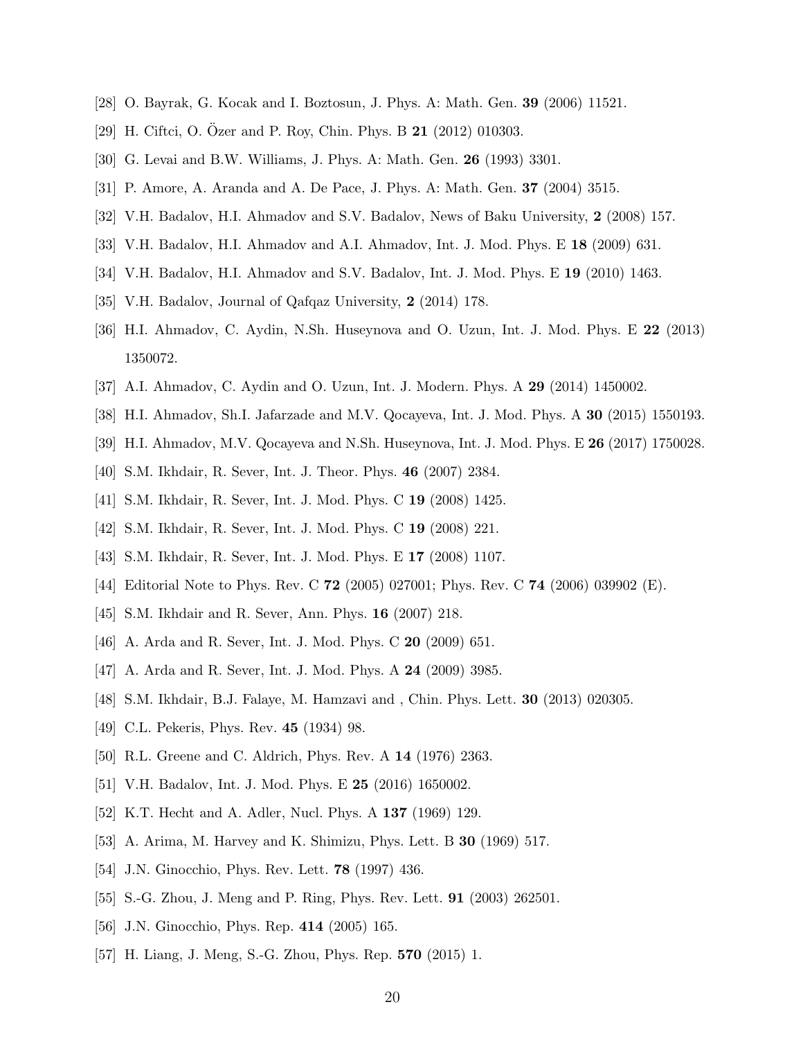[28] O. Bayrak, G. Kocak and I. Boztosun, J. Phys. A: Math. Gen. **39** (2006) 11521.

[29] H. Ciftci, O. Özer and P. Roy, Chin. Phys. B **21** (2012) 010303.

[30] G. Levai and B.W. Williams, J. Phys. A: Math. Gen. **26** (1993) 3301.

[31] P. Amore, A. Aranda and A. De Pace, J. Phys. A: Math. Gen. **37** (2004) 3515.

[32] V.H. Badalov, H.I. Ahmadov and S.V. Badalov, News of Baku University, **2** (2008) 157.

[33] V.H. Badalov, H.I. Ahmadov and A.I. Ahmadov, Int. J. Mod. Phys. E **18** (2009) 631.

[34] V.H. Badalov, H.I. Ahmadov and S.V. Badalov, Int. J. Mod. Phys. E **19** (2010) 1463.

[35] V.H. Badalov, Journal of Qafqaz University, **2** (2014) 178.

[36] H.I. Ahmadov, C. Aydin, N.Sh. Huseynova and O. Uzun, Int. J. Mod. Phys. E **22** (2013) 1350072.

[37] A.I. Ahmadov, C. Aydin and O. Uzun, Int. J. Modern. Phys. A **29** (2014) 1450002.

[38] H.I. Ahmadov, Sh.I. Jafarzade and M.V. Qocayeva, Int. J. Mod. Phys. A **30** (2015) 1550193.

[39] H.I. Ahmadov, M.V. Qocayeva and N.Sh. Huseynova, Int. J. Mod. Phys. E **26** (2017) 1750028.

[40] S.M. Ikhdair, R. Sever, Int. J. Theor. Phys. **46** (2007) 2384.

[41] S.M. Ikhdair, R. Sever, Int. J. Mod. Phys. C **19** (2008) 1425.

[42] S.M. Ikhdair, R. Sever, Int. J. Mod. Phys. C **19** (2008) 221.

[43] S.M. Ikhdair, R. Sever, Int. J. Mod. Phys. E **17** (2008) 1107.

[44] Editorial Note to Phys. Rev. C **72** (2005) 027001; Phys. Rev. C **74** (2006) 039902 (E).

[45] S.M. Ikhdair and R. Sever, Ann. Phys. **16** (2007) 218.

[46] A. Arda and R. Sever, Int. J. Mod. Phys. C **20** (2009) 651.

[47] A. Arda and R. Sever, Int. J. Mod. Phys. A **24** (2009) 3985.

[48] S.M. Ikhdair, B.J. Falaye, M. Hamzavi and , Chin. Phys. Lett. **30** (2013) 020305.

[49] C.L. Pekeris, Phys. Rev. **45** (1934) 98.

[50] R.L. Greene and C. Aldrich, Phys. Rev. A **14** (1976) 2363.

[51] V.H. Badalov, Int. J. Mod. Phys. E **25** (2016) 1650002.

[52] K.T. Hecht and A. Adler, Nucl. Phys. A **137** (1969) 129.

[53] A. Arima, M. Harvey and K. Shimizu, Phys. Lett. B **30** (1969) 517.

[54] J.N. Ginocchio, Phys. Rev. Lett. **78** (1997) 436.

[55] S.-G. Zhou, J. Meng and P. Ring, Phys. Rev. Lett. **91** (2003) 262501.

[56] J.N. Ginocchio, Phys. Rep. **414** (2005) 165.

[57] H. Liang, J. Meng, S.-G. Zhou, Phys. Rep. **570** (2015) 1.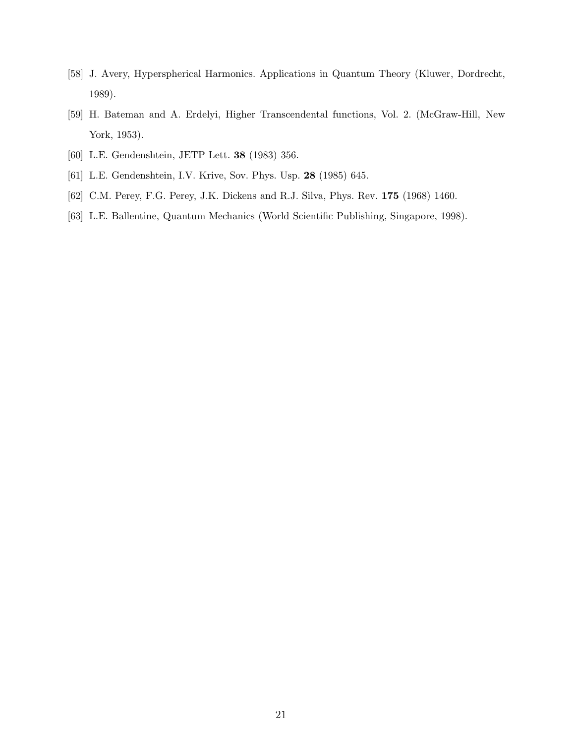[58] J. Avery, Hyperspherical Harmonics. Applications in Quantum Theory (Kluwer, Dordrecht, 1989).

[59] H. Bateman and A. Erdelyi, Higher Transcendental functions, Vol. 2. (McGraw-Hill, New York, 1953).

[60] L.E. Gendenshtein, JETP Lett. **38** (1983) 356.

[61] L.E. Gendenshtein, I.V. Krive, Sov. Phys. Usp. **28** (1985) 645.

[62] C.M. Perey, F.G. Perey, J.K. Dickens and R.J. Silva, Phys. Rev. **175** (1968) 1460.

[63] L.E. Ballentine, Quantum Mechanics (World Scientific Publishing, Singapore, 1998).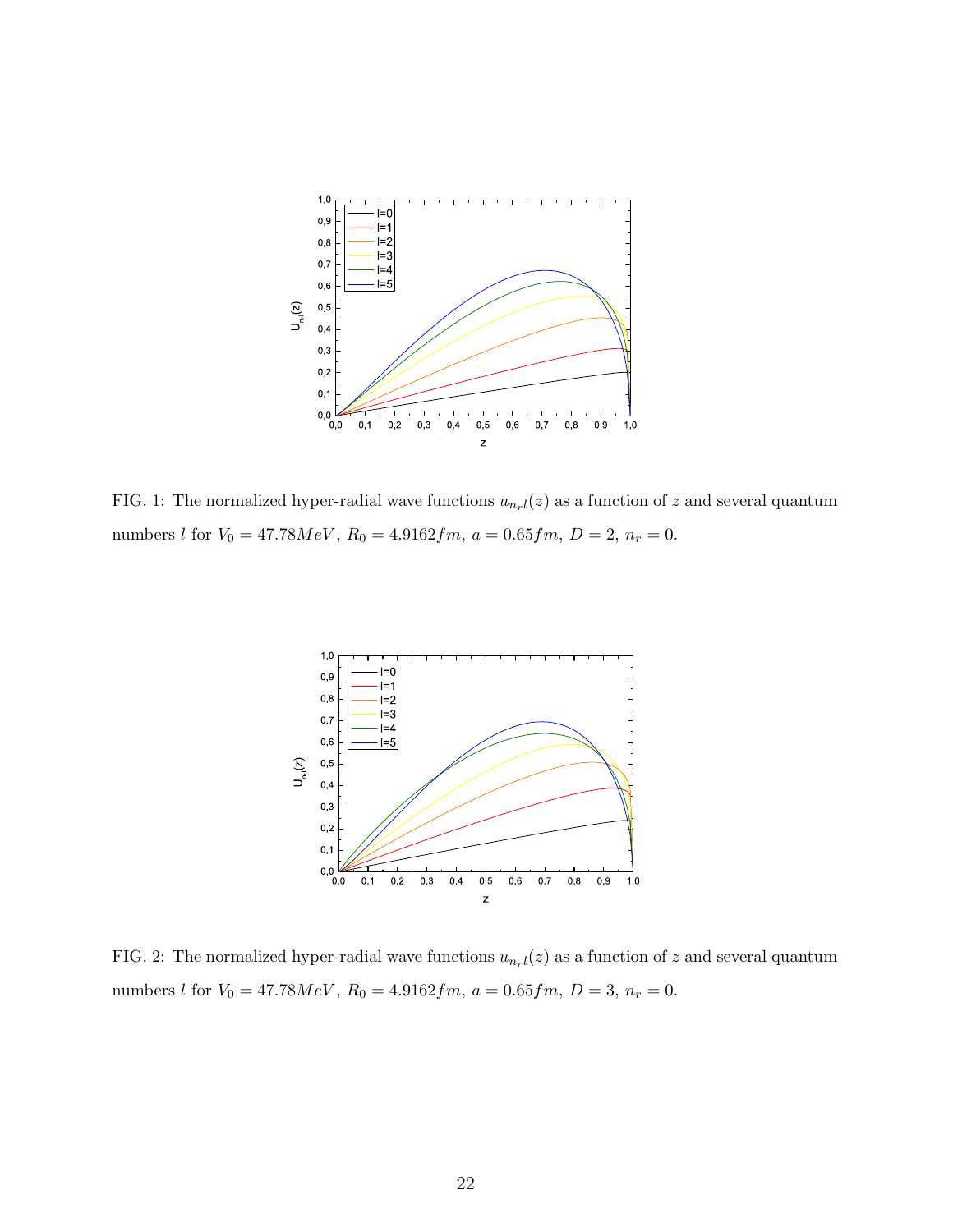FIG. 1: The normalized hyper-radial wave functions $u_{n_r l}(z)$ as a function of $z$ and several quantum numbers $l$ for $V_0 = 47.78MeV$, $R_0 = 4.9162fm$, $a = 0.65fm$, $D = 2$, $n_r = 0$.

FIG. 2: The normalized hyper-radial wave functions $u_{n_r l}(z)$ as a function of $z$ and several quantum numbers $l$ for $V_0 = 47.78MeV$, $R_0 = 4.9162fm$, $a = 0.65fm$, $D = 3$, $n_r = 0$.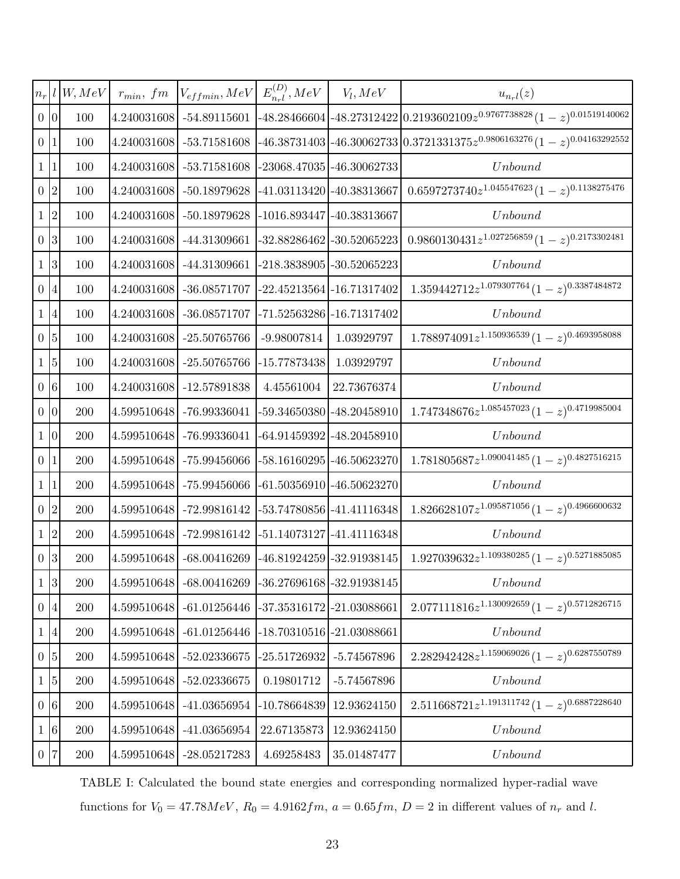| $n_r$ | $l$ | $W, MeV$ | $r_{min},\ fm$ | $V_{effmin}, MeV$ | $E^{(D)}_{n_rl}, MeV$ | $V_l, MeV$ | $u_{n_rl}(z)$ |
|---|---|---|---|---|---|---|---|
| 0 | 0 | 100 | 4.240031608 | -54.89115601 | -48.28466604 | -48.27312422 | $0.2193602109z^{0.9767738828}(1-z)^{0.01519140062}$ |
| 0 | 1 | 100 | 4.240031608 | -53.71581608 | -46.38731403 | -46.30062733 | $0.3721331375z^{0.9806163276}(1-z)^{0.04163292552}$ |
| 1 | 1 | 100 | 4.240031608 | -53.71581608 | -23068.47035 | -46.30062733 | $Unbound$ |
| 0 | 2 | 100 | 4.240031608 | -50.18979628 | -41.03113420 | -40.38313667 | $0.6597273740z^{1.045547623}(1-z)^{0.1138275476}$ |
| 1 | 2 | 100 | 4.240031608 | -50.18979628 | -1016.893447 | -40.38313667 | $Unbound$ |
| 0 | 3 | 100 | 4.240031608 | -44.31309661 | -32.88286462 | -30.52065223 | $0.9860130431z^{1.027256859}(1-z)^{0.2173302481}$ |
| 1 | 3 | 100 | 4.240031608 | -44.31309661 | -218.3838905 | -30.52065223 | $Unbound$ |
| 0 | 4 | 100 | 4.240031608 | -36.08571707 | -22.45213564 | -16.71317402 | $1.359442712z^{1.079307764}(1-z)^{0.3387484872}$ |
| 1 | 4 | 100 | 4.240031608 | -36.08571707 | -71.52563286 | -16.71317402 | $Unbound$ |
| 0 | 5 | 100 | 4.240031608 | -25.50765766 | -9.98007814 | 1.03929797 | $1.788974091z^{1.150936539}(1-z)^{0.4693958088}$ |
| 1 | 5 | 100 | 4.240031608 | -25.50765766 | -15.77873438 | 1.03929797 | $Unbound$ |
| 0 | 6 | 100 | 4.240031608 | -12.57891838 | 4.45561004 | 22.73676374 | $Unbound$ |
| 0 | 0 | 200 | 4.599510648 | -76.99336041 | -59.34650380 | -48.20458910 | $1.747348676z^{1.085457023}(1-z)^{0.4719985004}$ |
| 1 | 0 | 200 | 4.599510648 | -76.99336041 | -64.91459392 | -48.20458910 | $Unbound$ |
| 0 | 1 | 200 | 4.599510648 | -75.99456066 | -58.16160295 | -46.50623270 | $1.781805687z^{1.090041485}(1-z)^{0.4827516215}$ |
| 1 | 1 | 200 | 4.599510648 | -75.99456066 | -61.50356910 | -46.50623270 | $Unbound$ |
| 0 | 2 | 200 | 4.599510648 | -72.99816142 | -53.74780856 | -41.41116348 | $1.826628107z^{1.095871056}(1-z)^{0.4966600632}$ |
| 1 | 2 | 200 | 4.599510648 | -72.99816142 | -51.14073127 | -41.41116348 | $Unbound$ |
| 0 | 3 | 200 | 4.599510648 | -68.00416269 | -46.81924259 | -32.91938145 | $1.927039632z^{1.109380285}(1-z)^{0.5271885085}$ |
| 1 | 3 | 200 | 4.599510648 | -68.00416269 | -36.27696168 | -32.91938145 | $Unbound$ |
| 0 | 4 | 200 | 4.599510648 | -61.01256446 | -37.35316172 | -21.03088661 | $2.077111816z^{1.130092659}(1-z)^{0.5712826715}$ |
| 1 | 4 | 200 | 4.599510648 | -61.01256446 | -18.70310516 | -21.03088661 | $Unbound$ |
| 0 | 5 | 200 | 4.599510648 | -52.02336675 | -25.51726932 | -5.74567896 | $2.282942428z^{1.159069026}(1-z)^{0.6287550789}$ |
| 1 | 5 | 200 | 4.599510648 | -52.02336675 | 0.19801712 | -5.74567896 | $Unbound$ |
| 0 | 6 | 200 | 4.599510648 | -41.03656954 | -10.78664839 | 12.93624150 | $2.511668721z^{1.191311742}(1-z)^{0.6887228640}$ |
| 1 | 6 | 200 | 4.599510648 | -41.03656954 | 22.67135873 | 12.93624150 | $Unbound$ |
| 0 | 7 | 200 | 4.599510648 | -28.05217283 | 4.69258483 | 35.01487477 | $Unbound$ |

TABLE I: Calculated the bound state energies and corresponding normalized hyper-radial wave functions for $V_0 = 47.78MeV$, $R_0 = 4.9162fm$, $a = 0.65fm$, $D = 2$ in different values of $n_r$ and $l$.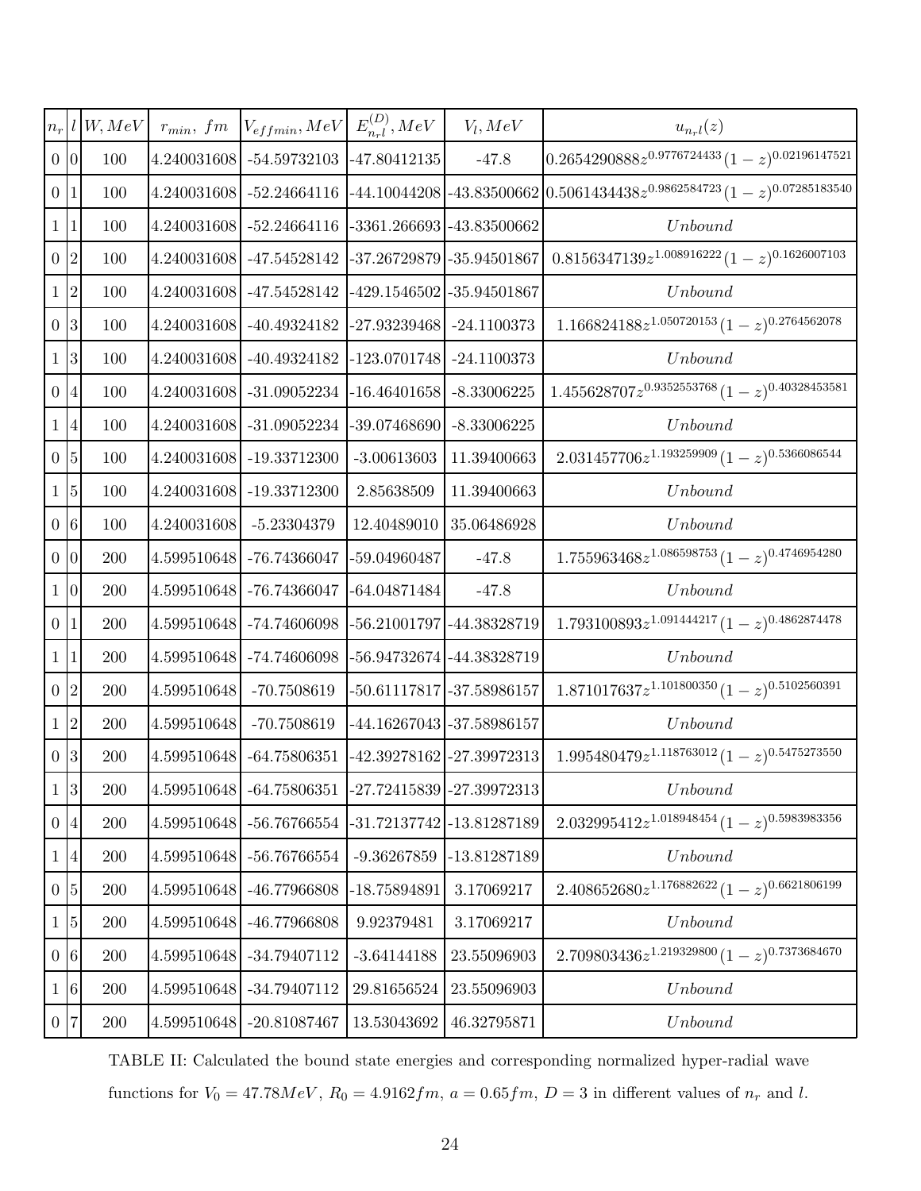| $n_r$ | $l$ | $W, MeV$ | $r_{min},\ fm$ | $V_{effmin}, MeV$ | $E^{(D)}_{n_rl}, MeV$ | $V_l, MeV$ | $u_{n_rl}(z)$ |
|---|---|---|---|---|---|---|---|
| 0 | 0 | 100 | 4.240031608 | -54.59732103 | -47.80412135 | -47.8 | $0.2654290888z^{0.9776724433}(1-z)^{0.02196147521}$ |
| 0 | 1 | 100 | 4.240031608 | -52.24664116 | -44.10044208 | -43.83500662 | $0.5061434438z^{0.9862584723}(1-z)^{0.07285183540}$ |
| 1 | 1 | 100 | 4.240031608 | -52.24664116 | -3361.266693 | -43.83500662 | $Unbound$ |
| 0 | 2 | 100 | 4.240031608 | -47.54528142 | -37.26729879 | -35.94501867 | $0.8156347139z^{1.008916222}(1-z)^{0.1626007103}$ |
| 1 | 2 | 100 | 4.240031608 | -47.54528142 | -429.1546502 | -35.94501867 | $Unbound$ |
| 0 | 3 | 100 | 4.240031608 | -40.49324182 | -27.93239468 | -24.1100373 | $1.166824188z^{1.050720153}(1-z)^{0.2764562078}$ |
| 1 | 3 | 100 | 4.240031608 | -40.49324182 | -123.0701748 | -24.1100373 | $Unbound$ |
| 0 | 4 | 100 | 4.240031608 | -31.09052234 | -16.46401658 | -8.33006225 | $1.455628707z^{0.9352553768}(1-z)^{0.40328453581}$ |
| 1 | 4 | 100 | 4.240031608 | -31.09052234 | -39.07468690 | -8.33006225 | $Unbound$ |
| 0 | 5 | 100 | 4.240031608 | -19.33712300 | -3.00613603 | 11.39400663 | $2.031457706z^{1.193259909}(1-z)^{0.5366086544}$ |
| 1 | 5 | 100 | 4.240031608 | -19.33712300 | 2.85638509 | 11.39400663 | $Unbound$ |
| 0 | 6 | 100 | 4.240031608 | -5.23304379 | 12.40489010 | 35.06486928 | $Unbound$ |
| 0 | 0 | 200 | 4.599510648 | -76.74366047 | -59.04960487 | -47.8 | $1.755963468z^{1.086598753}(1-z)^{0.4746954280}$ |
| 1 | 0 | 200 | 4.599510648 | -76.74366047 | -64.04871484 | -47.8 | $Unbound$ |
| 0 | 1 | 200 | 4.599510648 | -74.74606098 | -56.21001797 | -44.38328719 | $1.793100893z^{1.091444217}(1-z)^{0.4862874478}$ |
| 1 | 1 | 200 | 4.599510648 | -74.74606098 | -56.94732674 | -44.38328719 | $Unbound$ |
| 0 | 2 | 200 | 4.599510648 | -70.7508619 | -50.61117817 | -37.58986157 | $1.871017637z^{1.101800350}(1-z)^{0.5102560391}$ |
| 1 | 2 | 200 | 4.599510648 | -70.7508619 | -44.16267043 | -37.58986157 | $Unbound$ |
| 0 | 3 | 200 | 4.599510648 | -64.75806351 | -42.39278162 | -27.39972313 | $1.995480479z^{1.118763012}(1-z)^{0.5475273550}$ |
| 1 | 3 | 200 | 4.599510648 | -64.75806351 | -27.72415839 | -27.39972313 | $Unbound$ |
| 0 | 4 | 200 | 4.599510648 | -56.76766554 | -31.72137742 | -13.81287189 | $2.032995412z^{1.018948454}(1-z)^{0.5983983356}$ |
| 1 | 4 | 200 | 4.599510648 | -56.76766554 | -9.36267859 | -13.81287189 | $Unbound$ |
| 0 | 5 | 200 | 4.599510648 | -46.77966808 | -18.75894891 | 3.17069217 | $2.408652680z^{1.176882622}(1-z)^{0.6621806199}$ |
| 1 | 5 | 200 | 4.599510648 | -46.77966808 | 9.92379481 | 3.17069217 | $Unbound$ |
| 0 | 6 | 200 | 4.599510648 | -34.79407112 | -3.64144188 | 23.55096903 | $2.709803436z^{1.219329800}(1-z)^{0.7373684670}$ |
| 1 | 6 | 200 | 4.599510648 | -34.79407112 | 29.81656524 | 23.55096903 | $Unbound$ |
| 0 | 7 | 200 | 4.599510648 | -20.81087467 | 13.53043692 | 46.32795871 | $Unbound$ |

TABLE II: Calculated the bound state energies and corresponding normalized hyper-radial wave functions for $V_0 = 47.78MeV$, $R_0 = 4.9162fm$, $a = 0.65fm$, $D = 3$ in different values of $n_r$ and $l$.